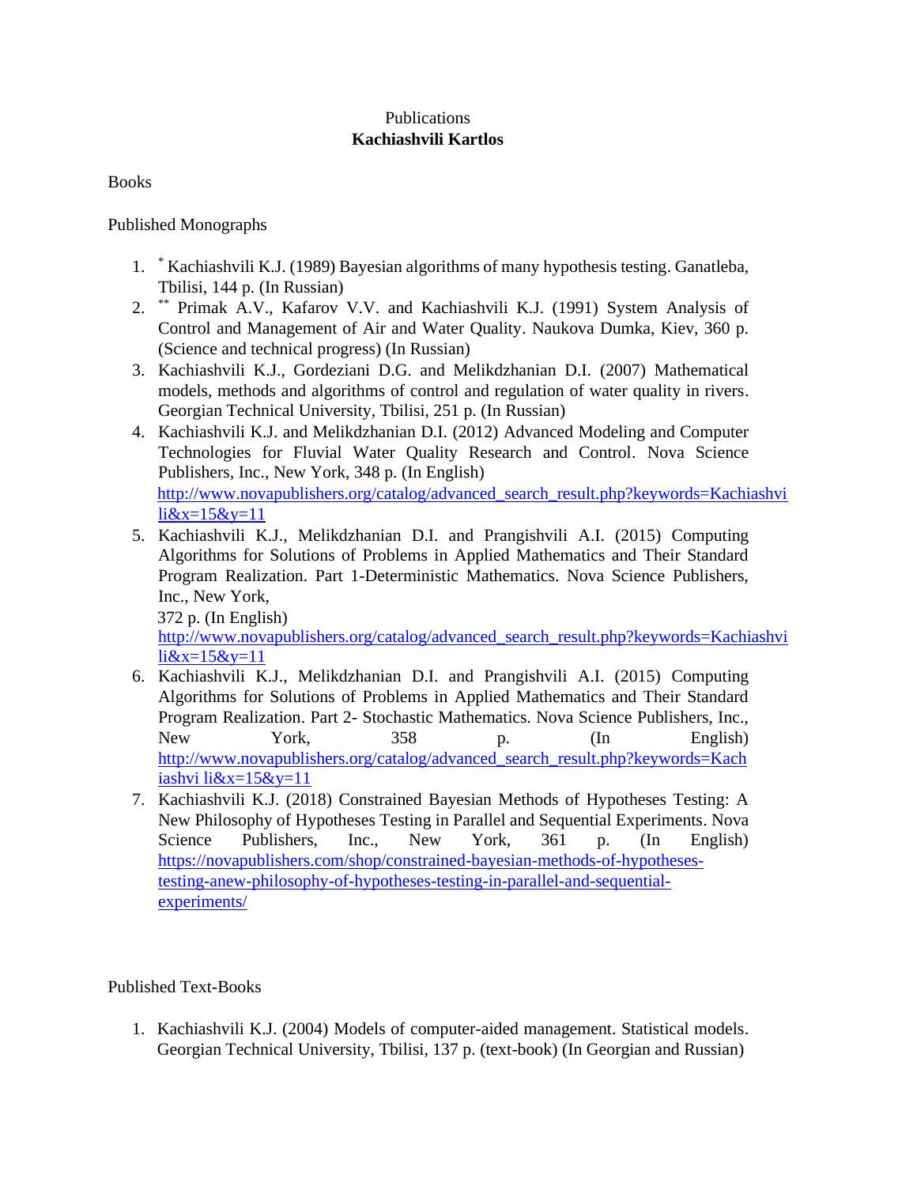Publications
**Kachiashvili Kartlos**

Books

Published Monographs

1. * Kachiashvili K.J. (1989) Bayesian algorithms of many hypothesis testing. Ganatleba, Tbilisi, 144 p. (In Russian)
2. ** Primak A.V., Kafarov V.V. and Kachiashvili K.J. (1991) System Analysis of Control and Management of Air and Water Quality. Naukova Dumka, Kiev, 360 p. (Science and technical progress) (In Russian)
3. Kachiashvili K.J., Gordeziani D.G. and Melikdzhanian D.I. (2007) Mathematical models, methods and algorithms of control and regulation of water quality in rivers. Georgian Technical University, Tbilisi, 251 p. (In Russian)
4. Kachiashvili K.J. and Melikdzhanian D.I. (2012) Advanced Modeling and Computer Technologies for Fluvial Water Quality Research and Control. Nova Science Publishers, Inc., New York, 348 p. (In English) http://www.novapublishers.org/catalog/advanced_search_result.php?keywords=Kachiashvili&x=15&y=11
5. Kachiashvili K.J., Melikdzhanian D.I. and Prangishvili A.I. (2015) Computing Algorithms for Solutions of Problems in Applied Mathematics and Their Standard Program Realization. Part 1-Deterministic Mathematics. Nova Science Publishers, Inc., New York,
   372 p. (In English)
   http://www.novapublishers.org/catalog/advanced_search_result.php?keywords=Kachiashvili&x=15&y=11
6. Kachiashvili K.J., Melikdzhanian D.I. and Prangishvili A.I. (2015) Computing Algorithms for Solutions of Problems in Applied Mathematics and Their Standard Program Realization. Part 2- Stochastic Mathematics. Nova Science Publishers, Inc., New York, 358 p. (In English) http://www.novapublishers.org/catalog/advanced_search_result.php?keywords=Kachiashvi li&x=15&y=11
7. Kachiashvili K.J. (2018) Constrained Bayesian Methods of Hypotheses Testing: A New Philosophy of Hypotheses Testing in Parallel and Sequential Experiments. Nova Science Publishers, Inc., New York, 361 p. (In English) https://novapublishers.com/shop/constrained-bayesian-methods-of-hypotheses-testing-anew-philosophy-of-hypotheses-testing-in-parallel-and-sequential-experiments/

Published Text-Books

1. Kachiashvili K.J. (2004) Models of computer-aided management. Statistical models. Georgian Technical University, Tbilisi, 137 p. (text-book) (In Georgian and Russian)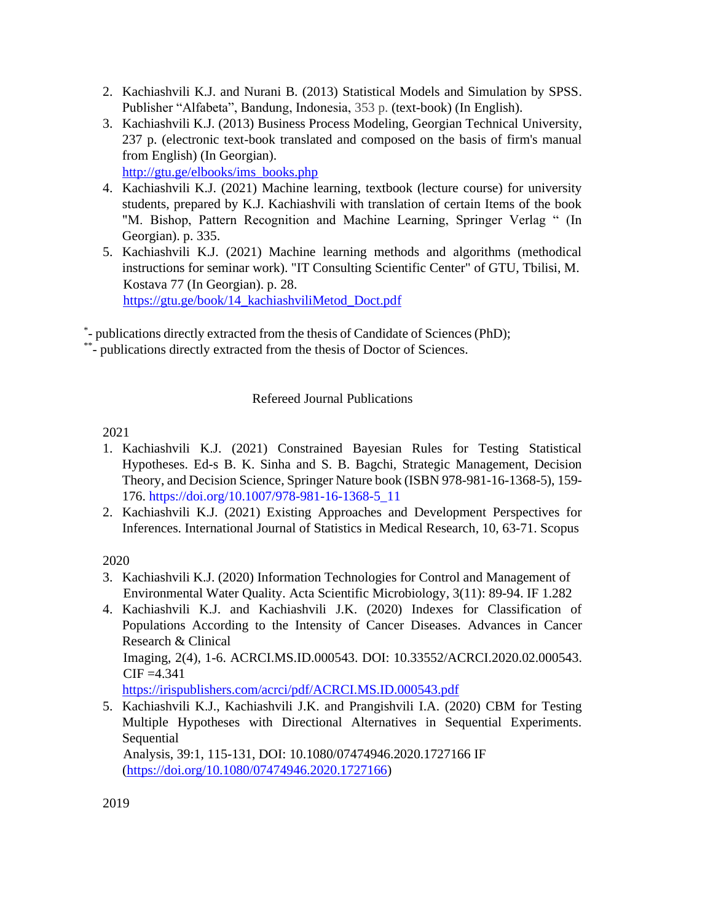2. Kachiashvili K.J. and Nurani B. (2013) Statistical Models and Simulation by SPSS. Publisher "Alfabeta", Bandung, Indonesia, 353 p. (text-book) (In English).
3. Kachiashvili K.J. (2013) Business Process Modeling, Georgian Technical University, 237 p. (electronic text-book translated and composed on the basis of firm's manual from English) (In Georgian). http://gtu.ge/elbooks/ims_books.php
4. Kachiashvili K.J. (2021) Machine learning, textbook (lecture course) for university students, prepared by K.J. Kachiashvili with translation of certain Items of the book "M. Bishop, Pattern Recognition and Machine Learning, Springer Verlag " (In Georgian). p. 335.
5. Kachiashvili K.J. (2021) Machine learning methods and algorithms (methodical instructions for seminar work). "IT Consulting Scientific Center" of GTU, Tbilisi, M. Kostava 77 (In Georgian). p. 28. https://gtu.ge/book/14_kachiashviliMetod_Doct.pdf

*- publications directly extracted from the thesis of Candidate of Sciences (PhD);
**- publications directly extracted from the thesis of Doctor of Sciences.

## Refereed Journal Publications

2021

1. Kachiashvili K.J. (2021) Constrained Bayesian Rules for Testing Statistical Hypotheses. Ed-s B. K. Sinha and S. B. Bagchi, Strategic Management, Decision Theory, and Decision Science, Springer Nature book (ISBN 978-981-16-1368-5), 159-176. https://doi.org/10.1007/978-981-16-1368-5_11
2. Kachiashvili K.J. (2021) Existing Approaches and Development Perspectives for Inferences. International Journal of Statistics in Medical Research, 10, 63-71. Scopus

2020

3. Kachiashvili K.J. (2020) Information Technologies for Control and Management of Environmental Water Quality. Acta Scientific Microbiology, 3(11): 89-94. IF 1.282
4. Kachiashvili K.J. and Kachiashvili J.K. (2020) Indexes for Classification of Populations According to the Intensity of Cancer Diseases. Advances in Cancer Research & Clinical Imaging, 2(4), 1-6. ACRCI.MS.ID.000543. DOI: 10.33552/ACRCI.2020.02.000543. CIF =4.341 https://irispublishers.com/acrci/pdf/ACRCI.MS.ID.000543.pdf
5. Kachiashvili K.J., Kachiashvili J.K. and Prangishvili I.A. (2020) CBM for Testing Multiple Hypotheses with Directional Alternatives in Sequential Experiments. Sequential Analysis, 39:1, 115-131, DOI: 10.1080/07474946.2020.1727166 IF (https://doi.org/10.1080/07474946.2020.1727166)

2019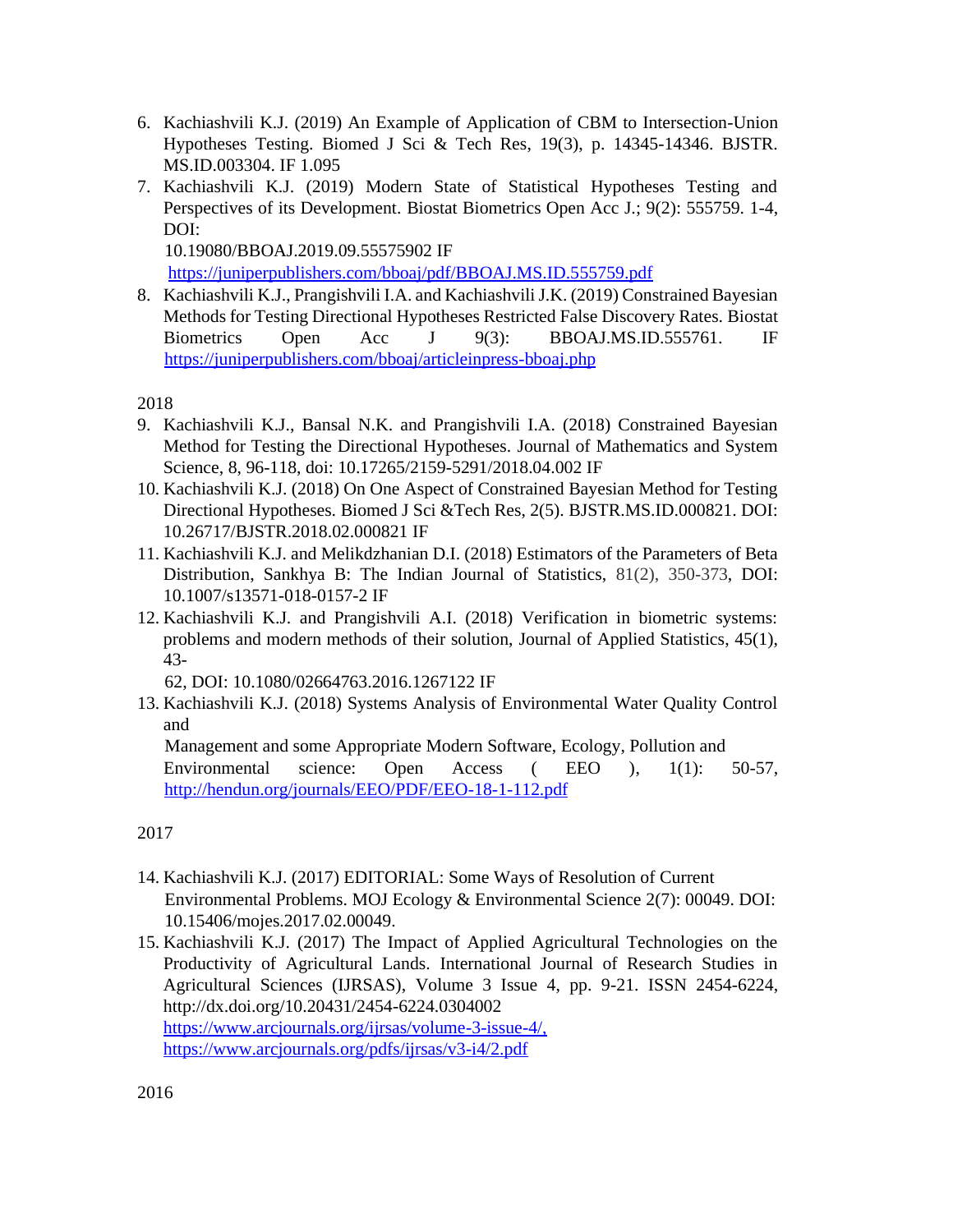6. Kachiashvili K.J. (2019) An Example of Application of CBM to Intersection-Union Hypotheses Testing. Biomed J Sci & Tech Res, 19(3), p. 14345-14346. BJSTR. MS.ID.003304. IF 1.095
7. Kachiashvili K.J. (2019) Modern State of Statistical Hypotheses Testing and Perspectives of its Development. Biostat Biometrics Open Acc J.; 9(2): 555759. 1-4, DOI:
   10.19080/BBOAJ.2019.09.55575902 IF
   https://juniperpublishers.com/bboaj/pdf/BBOAJ.MS.ID.555759.pdf
8. Kachiashvili K.J., Prangishvili I.A. and Kachiashvili J.K. (2019) Constrained Bayesian Methods for Testing Directional Hypotheses Restricted False Discovery Rates. Biostat Biometrics Open Acc J 9(3): BBOAJ.MS.ID.555761. IF https://juniperpublishers.com/bboaj/articleinpress-bboaj.php

2018

9. Kachiashvili K.J., Bansal N.K. and Prangishvili I.A. (2018) Constrained Bayesian Method for Testing the Directional Hypotheses. Journal of Mathematics and System Science, 8, 96-118, doi: 10.17265/2159-5291/2018.04.002 IF
10. Kachiashvili K.J. (2018) On One Aspect of Constrained Bayesian Method for Testing Directional Hypotheses. Biomed J Sci &Tech Res, 2(5). BJSTR.MS.ID.000821. DOI: 10.26717/BJSTR.2018.02.000821 IF
11. Kachiashvili K.J. and Melikdzhanian D.I. (2018) Estimators of the Parameters of Beta Distribution, Sankhya B: The Indian Journal of Statistics, 81(2), 350-373, DOI: 10.1007/s13571-018-0157-2 IF
12. Kachiashvili K.J. and Prangishvili A.I. (2018) Verification in biometric systems: problems and modern methods of their solution, Journal of Applied Statistics, 45(1), 43-
    62, DOI: 10.1080/02664763.2016.1267122 IF
13. Kachiashvili K.J. (2018) Systems Analysis of Environmental Water Quality Control and
    Management and some Appropriate Modern Software, Ecology, Pollution and Environmental science: Open Access ( EEO ), 1(1): 50-57, http://hendun.org/journals/EEO/PDF/EEO-18-1-112.pdf

2017

14. Kachiashvili K.J. (2017) EDITORIAL: Some Ways of Resolution of Current Environmental Problems. MOJ Ecology & Environmental Science 2(7): 00049. DOI: 10.15406/mojes.2017.02.00049.
15. Kachiashvili K.J. (2017) The Impact of Applied Agricultural Technologies on the Productivity of Agricultural Lands. International Journal of Research Studies in Agricultural Sciences (IJRSAS), Volume 3 Issue 4, pp. 9-21. ISSN 2454-6224, http://dx.doi.org/10.20431/2454-6224.0304002
    https://www.arcjournals.org/ijrsas/volume-3-issue-4/,
    https://www.arcjournals.org/pdfs/ijrsas/v3-i4/2.pdf

2016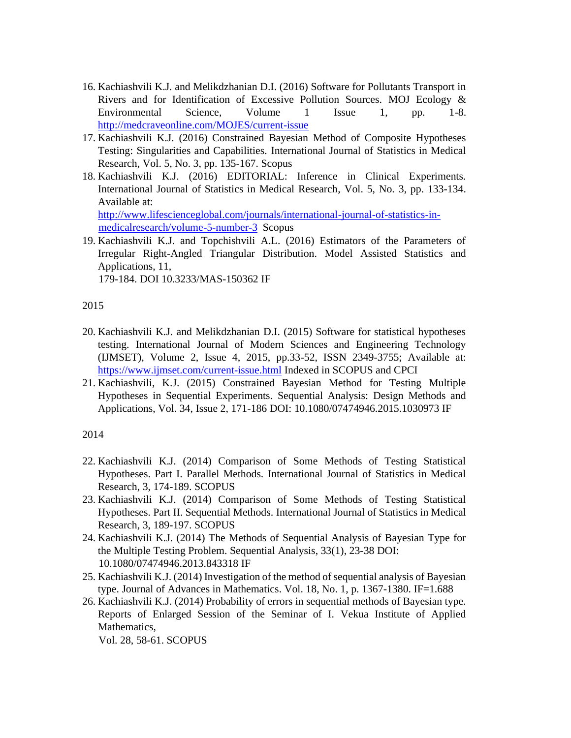16. Kachiashvili K.J. and Melikdzhanian D.I. (2016) Software for Pollutants Transport in Rivers and for Identification of Excessive Pollution Sources. MOJ Ecology & Environmental Science, Volume 1 Issue 1, pp. 1-8. http://medcraveonline.com/MOJES/current-issue
17. Kachiashvili K.J. (2016) Constrained Bayesian Method of Composite Hypotheses Testing: Singularities and Capabilities. International Journal of Statistics in Medical Research, Vol. 5, No. 3, pp. 135-167. Scopus
18. Kachiashvili K.J. (2016) EDITORIAL: Inference in Clinical Experiments. International Journal of Statistics in Medical Research, Vol. 5, No. 3, pp. 133-134. Available at: http://www.lifescienceglobal.com/journals/international-journal-of-statistics-in-medicalresearch/volume-5-number-3 Scopus
19. Kachiashvili K.J. and Topchishvili A.L. (2016) Estimators of the Parameters of Irregular Right-Angled Triangular Distribution. Model Assisted Statistics and Applications, 11, 179-184. DOI 10.3233/MAS-150362 IF

2015

20. Kachiashvili K.J. and Melikdzhanian D.I. (2015) Software for statistical hypotheses testing. International Journal of Modern Sciences and Engineering Technology (IJMSET), Volume 2, Issue 4, 2015, pp.33-52, ISSN 2349-3755; Available at: https://www.ijmset.com/current-issue.html Indexed in SCOPUS and CPCI
21. Kachiashvili, K.J. (2015) Constrained Bayesian Method for Testing Multiple Hypotheses in Sequential Experiments. Sequential Analysis: Design Methods and Applications, Vol. 34, Issue 2, 171-186 DOI: 10.1080/07474946.2015.1030973 IF

2014

22. Kachiashvili K.J. (2014) Comparison of Some Methods of Testing Statistical Hypotheses. Part I. Parallel Methods. International Journal of Statistics in Medical Research, 3, 174-189. SCOPUS
23. Kachiashvili K.J. (2014) Comparison of Some Methods of Testing Statistical Hypotheses. Part II. Sequential Methods. International Journal of Statistics in Medical Research, 3, 189-197. SCOPUS
24. Kachiashvili K.J. (2014) The Methods of Sequential Analysis of Bayesian Type for the Multiple Testing Problem. Sequential Analysis, 33(1), 23-38 DOI: 10.1080/07474946.2013.843318 IF
25. Kachiashvili K.J. (2014) Investigation of the method of sequential analysis of Bayesian type. Journal of Advances in Mathematics. Vol. 18, No. 1, p. 1367-1380. IF=1.688
26. Kachiashvili K.J. (2014) Probability of errors in sequential methods of Bayesian type. Reports of Enlarged Session of the Seminar of I. Vekua Institute of Applied Mathematics, Vol. 28, 58-61. SCOPUS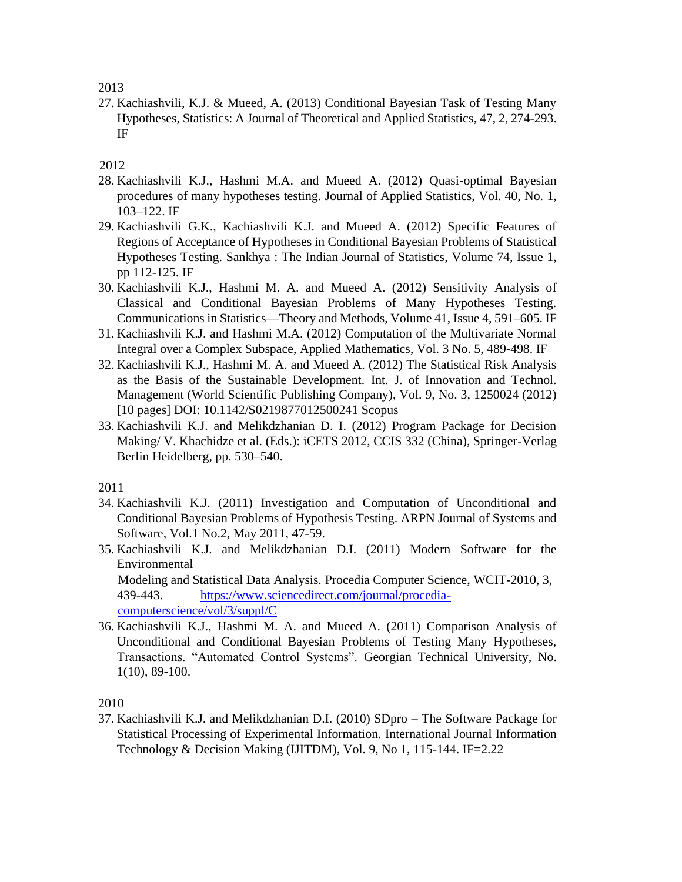2013

27. Kachiashvili, K.J. & Mueed, A. (2013) Conditional Bayesian Task of Testing Many Hypotheses, Statistics: A Journal of Theoretical and Applied Statistics, 47, 2, 274-293. IF

2012

28. Kachiashvili K.J., Hashmi M.A. and Mueed A. (2012) Quasi-optimal Bayesian procedures of many hypotheses testing. Journal of Applied Statistics, Vol. 40, No. 1, 103–122. IF
29. Kachiashvili G.K., Kachiashvili K.J. and Mueed A. (2012) Specific Features of Regions of Acceptance of Hypotheses in Conditional Bayesian Problems of Statistical Hypotheses Testing. Sankhya : The Indian Journal of Statistics, Volume 74, Issue 1, pp 112-125. IF
30. Kachiashvili K.J., Hashmi M. A. and Mueed A. (2012) Sensitivity Analysis of Classical and Conditional Bayesian Problems of Many Hypotheses Testing. Communications in Statistics—Theory and Methods, Volume 41, Issue 4, 591–605. IF
31. Kachiashvili K.J. and Hashmi M.A. (2012) Computation of the Multivariate Normal Integral over a Complex Subspace, Applied Mathematics, Vol. 3 No. 5, 489-498. IF
32. Kachiashvili K.J., Hashmi M. A. and Mueed A. (2012) The Statistical Risk Analysis as the Basis of the Sustainable Development. Int. J. of Innovation and Technol. Management (World Scientific Publishing Company), Vol. 9, No. 3, 1250024 (2012) [10 pages] DOI: 10.1142/S0219877012500241 Scopus
33. Kachiashvili K.J. and Melikdzhanian D. I. (2012) Program Package for Decision Making/ V. Khachidze et al. (Eds.): iCETS 2012, CCIS 332 (China), Springer-Verlag Berlin Heidelberg, pp. 530–540.

2011

34. Kachiashvili K.J. (2011) Investigation and Computation of Unconditional and Conditional Bayesian Problems of Hypothesis Testing. ARPN Journal of Systems and Software, Vol.1 No.2, May 2011, 47-59.
35. Kachiashvili K.J. and Melikdzhanian D.I. (2011) Modern Software for the Environmental Modeling and Statistical Data Analysis. Procedia Computer Science, WCIT-2010, 3, 439-443. https://www.sciencedirect.com/journal/procedia-computerscience/vol/3/suppl/C
36. Kachiashvili K.J., Hashmi M. A. and Mueed A. (2011) Comparison Analysis of Unconditional and Conditional Bayesian Problems of Testing Many Hypotheses, Transactions. "Automated Control Systems". Georgian Technical University, No. 1(10), 89-100.

2010

37. Kachiashvili K.J. and Melikdzhanian D.I. (2010) SDpro – The Software Package for Statistical Processing of Experimental Information. International Journal Information Technology & Decision Making (IJITDM), Vol. 9, No 1, 115-144. IF=2.22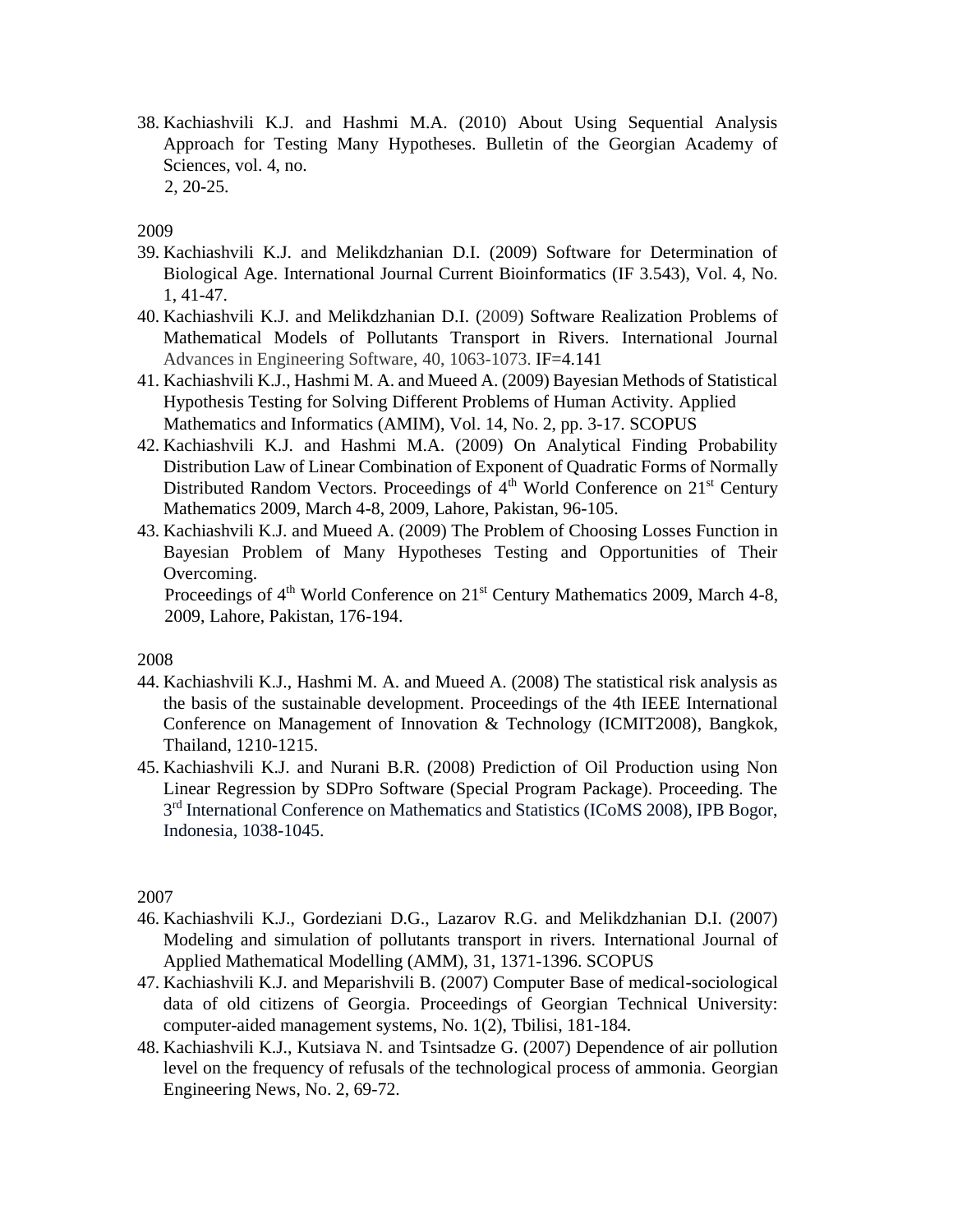38. Kachiashvili K.J. and Hashmi M.A. (2010) About Using Sequential Analysis Approach for Testing Many Hypotheses. Bulletin of the Georgian Academy of Sciences, vol. 4, no. 2, 20-25.

2009

39. Kachiashvili K.J. and Melikdzhanian D.I. (2009) Software for Determination of Biological Age. International Journal Current Bioinformatics (IF 3.543), Vol. 4, No. 1, 41-47.
40. Kachiashvili K.J. and Melikdzhanian D.I. (2009) Software Realization Problems of Mathematical Models of Pollutants Transport in Rivers. International Journal Advances in Engineering Software, 40, 1063-1073. IF=4.141
41. Kachiashvili K.J., Hashmi M. A. and Mueed A. (2009) Bayesian Methods of Statistical Hypothesis Testing for Solving Different Problems of Human Activity. Applied Mathematics and Informatics (AMIM), Vol. 14, No. 2, pp. 3-17. SCOPUS
42. Kachiashvili K.J. and Hashmi M.A. (2009) On Analytical Finding Probability Distribution Law of Linear Combination of Exponent of Quadratic Forms of Normally Distributed Random Vectors. Proceedings of 4th World Conference on 21st Century Mathematics 2009, March 4-8, 2009, Lahore, Pakistan, 96-105.
43. Kachiashvili K.J. and Mueed A. (2009) The Problem of Choosing Losses Function in Bayesian Problem of Many Hypotheses Testing and Opportunities of Their Overcoming. Proceedings of 4th World Conference on 21st Century Mathematics 2009, March 4-8, 2009, Lahore, Pakistan, 176-194.

2008

44. Kachiashvili K.J., Hashmi M. A. and Mueed A. (2008) The statistical risk analysis as the basis of the sustainable development. Proceedings of the 4th IEEE International Conference on Management of Innovation & Technology (ICMIT2008), Bangkok, Thailand, 1210-1215.
45. Kachiashvili K.J. and Nurani B.R. (2008) Prediction of Oil Production using Non Linear Regression by SDPro Software (Special Program Package). Proceeding. The 3rd International Conference on Mathematics and Statistics (ICoMS 2008), IPB Bogor, Indonesia, 1038-1045.

2007

46. Kachiashvili K.J., Gordeziani D.G., Lazarov R.G. and Melikdzhanian D.I. (2007) Modeling and simulation of pollutants transport in rivers. International Journal of Applied Mathematical Modelling (AMM), 31, 1371-1396. SCOPUS
47. Kachiashvili K.J. and Meparishvili B. (2007) Computer Base of medical-sociological data of old citizens of Georgia. Proceedings of Georgian Technical University: computer-aided management systems, No. 1(2), Tbilisi, 181-184.
48. Kachiashvili K.J., Kutsiava N. and Tsintsadze G. (2007) Dependence of air pollution level on the frequency of refusals of the technological process of ammonia. Georgian Engineering News, No. 2, 69-72.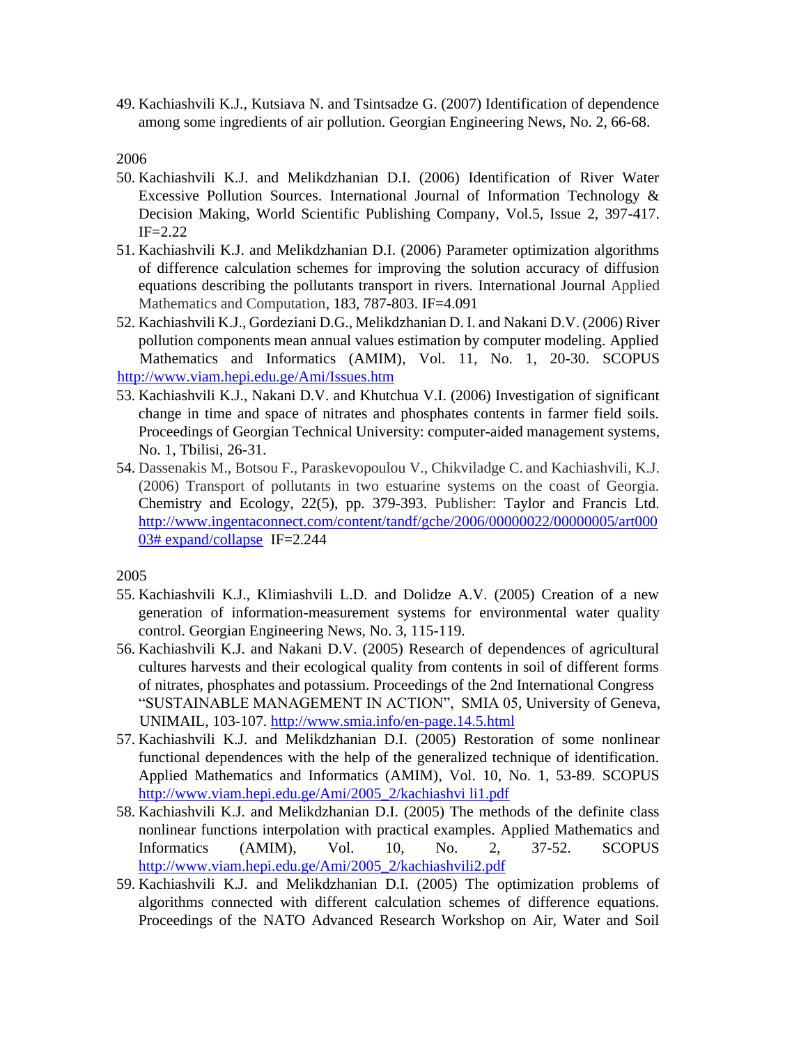49. Kachiashvili K.J., Kutsiava N. and Tsintsadze G. (2007) Identification of dependence among some ingredients of air pollution. Georgian Engineering News, No. 2, 66-68.

2006

50. Kachiashvili K.J. and Melikdzhanian D.I. (2006) Identification of River Water Excessive Pollution Sources. International Journal of Information Technology & Decision Making, World Scientific Publishing Company, Vol.5, Issue 2, 397-417. IF=2.22
51. Kachiashvili K.J. and Melikdzhanian D.I. (2006) Parameter optimization algorithms of difference calculation schemes for improving the solution accuracy of diffusion equations describing the pollutants transport in rivers. International Journal Applied Mathematics and Computation, 183, 787-803. IF=4.091
52. Kachiashvili K.J., Gordeziani D.G., Melikdzhanian D. I. and Nakani D.V. (2006) River pollution components mean annual values estimation by computer modeling. Applied Mathematics and Informatics (AMIM), Vol. 11, No. 1, 20-30. SCOPUS http://www.viam.hepi.edu.ge/Ami/Issues.htm
53. Kachiashvili K.J., Nakani D.V. and Khutchua V.I. (2006) Investigation of significant change in time and space of nitrates and phosphates contents in farmer field soils. Proceedings of Georgian Technical University: computer-aided management systems, No. 1, Tbilisi, 26-31.
54. Dassenakis M., Botsou F., Paraskevopoulou V., Chikviladge C. and Kachiashvili, K.J. (2006) Transport of pollutants in two estuarine systems on the coast of Georgia. Chemistry and Ecology, 22(5), pp. 379-393. Publisher: Taylor and Francis Ltd. http://www.ingentaconnect.com/content/tandf/gche/2006/00000022/00000005/art00003# expand/collapse IF=2.244

2005

55. Kachiashvili K.J., Klimiashvili L.D. and Dolidze A.V. (2005) Creation of a new generation of information-measurement systems for environmental water quality control. Georgian Engineering News, No. 3, 115-119.
56. Kachiashvili K.J. and Nakani D.V. (2005) Research of dependences of agricultural cultures harvests and their ecological quality from contents in soil of different forms of nitrates, phosphates and potassium. Proceedings of the 2nd International Congress "SUSTAINABLE MANAGEMENT IN ACTION", SMIA 05, University of Geneva, UNIMAIL, 103-107. http://www.smia.info/en-page.14.5.html
57. Kachiashvili K.J. and Melikdzhanian D.I. (2005) Restoration of some nonlinear functional dependences with the help of the generalized technique of identification. Applied Mathematics and Informatics (AMIM), Vol. 10, No. 1, 53-89. SCOPUS http://www.viam.hepi.edu.ge/Ami/2005_2/kachiashvi li1.pdf
58. Kachiashvili K.J. and Melikdzhanian D.I. (2005) The methods of the definite class nonlinear functions interpolation with practical examples. Applied Mathematics and Informatics (AMIM), Vol. 10, No. 2, 37-52. SCOPUS http://www.viam.hepi.edu.ge/Ami/2005_2/kachiashvili2.pdf
59. Kachiashvili K.J. and Melikdzhanian D.I. (2005) The optimization problems of algorithms connected with different calculation schemes of difference equations. Proceedings of the NATO Advanced Research Workshop on Air, Water and Soil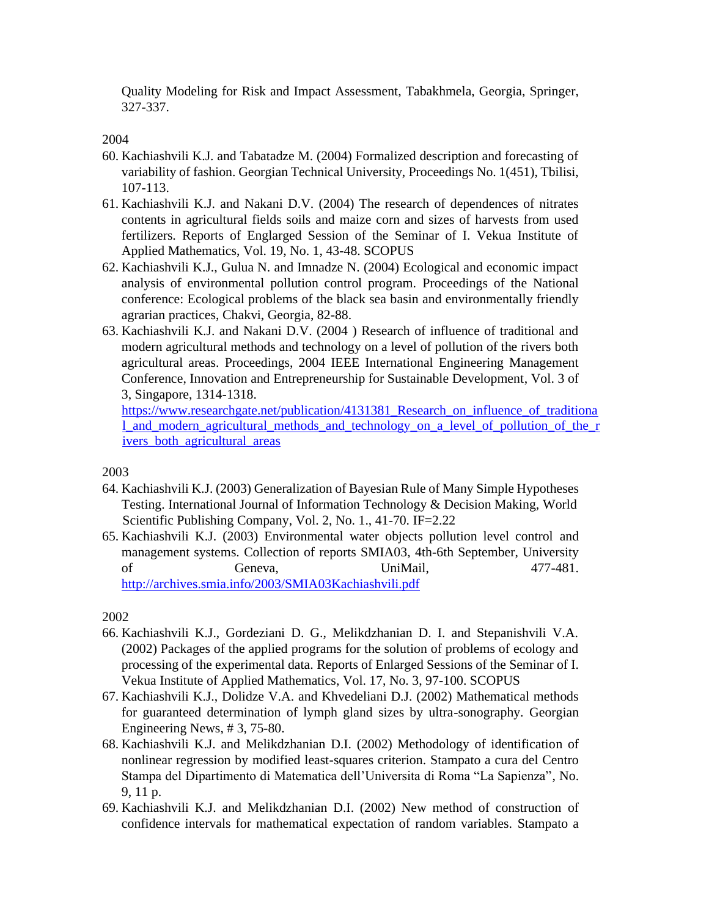Quality Modeling for Risk and Impact Assessment, Tabakhmela, Georgia, Springer, 327-337.

2004

60. Kachiashvili K.J. and Tabatadze M. (2004) Formalized description and forecasting of variability of fashion. Georgian Technical University, Proceedings No. 1(451), Tbilisi, 107-113.
61. Kachiashvili K.J. and Nakani D.V. (2004) The research of dependences of nitrates contents in agricultural fields soils and maize corn and sizes of harvests from used fertilizers. Reports of Englarged Session of the Seminar of I. Vekua Institute of Applied Mathematics, Vol. 19, No. 1, 43-48. SCOPUS
62. Kachiashvili K.J., Gulua N. and Imnadze N. (2004) Ecological and economic impact analysis of environmental pollution control program. Proceedings of the National conference: Ecological problems of the black sea basin and environmentally friendly agrarian practices, Chakvi, Georgia, 82-88.
63. Kachiashvili K.J. and Nakani D.V. (2004 ) Research of influence of traditional and modern agricultural methods and technology on a level of pollution of the rivers both agricultural areas. Proceedings, 2004 IEEE International Engineering Management Conference, Innovation and Entrepreneurship for Sustainable Development, Vol. 3 of 3, Singapore, 1314-1318. https://www.researchgate.net/publication/4131381_Research_on_influence_of_traditional_and_modern_agricultural_methods_and_technology_on_a_level_of_pollution_of_the_rivers_both_agricultural_areas

2003

64. Kachiashvili K.J. (2003) Generalization of Bayesian Rule of Many Simple Hypotheses Testing. International Journal of Information Technology & Decision Making, World Scientific Publishing Company, Vol. 2, No. 1., 41-70. IF=2.22
65. Kachiashvili K.J. (2003) Environmental water objects pollution level control and management systems. Collection of reports SMIA03, 4th-6th September, University of Geneva, UniMail, 477-481. http://archives.smia.info/2003/SMIA03Kachiashvili.pdf

2002

66. Kachiashvili K.J., Gordeziani D. G., Melikdzhanian D. I. and Stepanishvili V.A. (2002) Packages of the applied programs for the solution of problems of ecology and processing of the experimental data. Reports of Enlarged Sessions of the Seminar of I. Vekua Institute of Applied Mathematics, Vol. 17, No. 3, 97-100. SCOPUS
67. Kachiashvili K.J., Dolidze V.A. and Khvedeliani D.J. (2002) Mathematical methods for guaranteed determination of lymph gland sizes by ultra-sonography. Georgian Engineering News, # 3, 75-80.
68. Kachiashvili K.J. and Melikdzhanian D.I. (2002) Methodology of identification of nonlinear regression by modified least-squares criterion. Stampato a cura del Centro Stampa del Dipartimento di Matematica dell'Universita di Roma "La Sapienza", No. 9, 11 p.
69. Kachiashvili K.J. and Melikdzhanian D.I. (2002) New method of construction of confidence intervals for mathematical expectation of random variables. Stampato a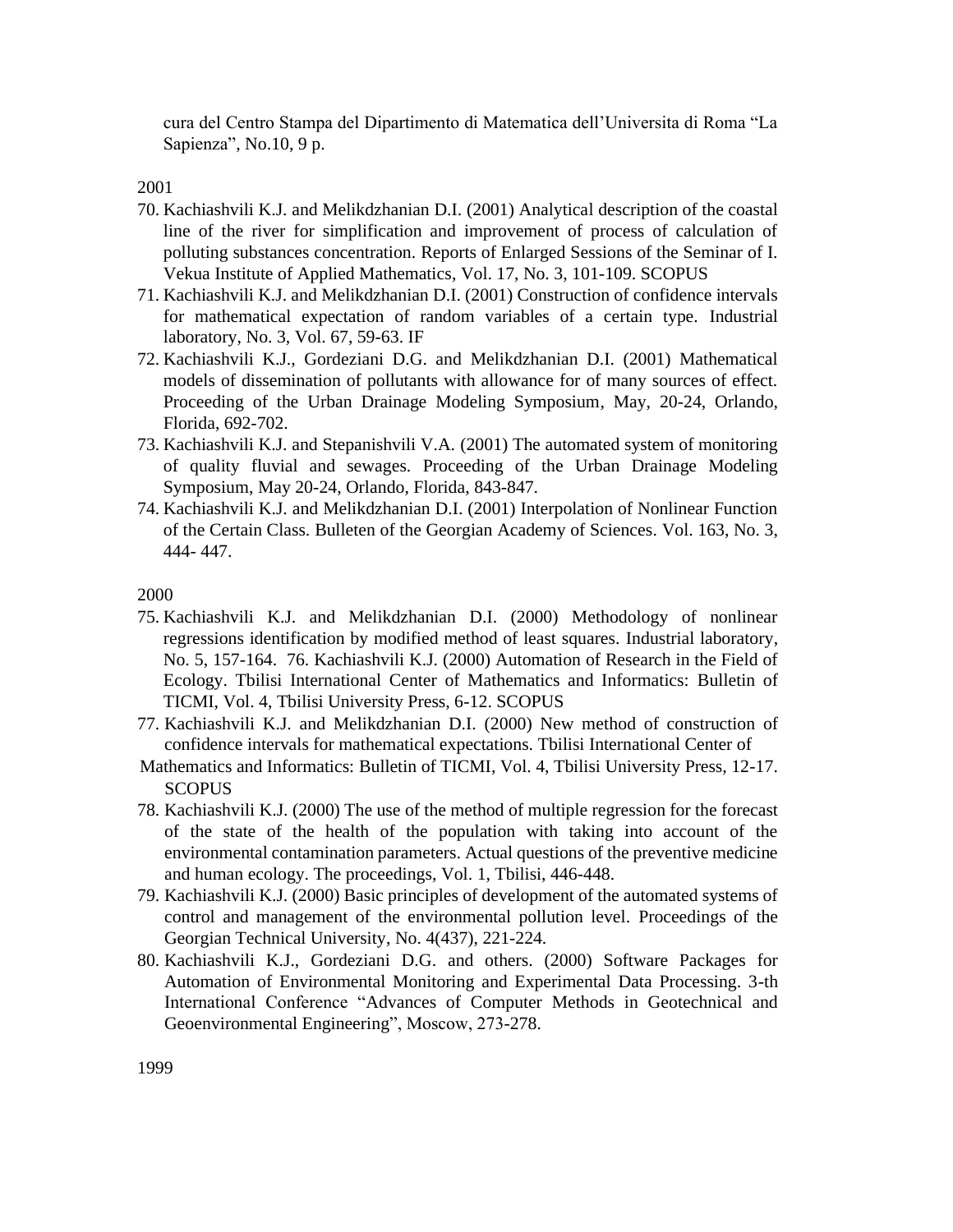cura del Centro Stampa del Dipartimento di Matematica dell'Universita di Roma "La Sapienza", No.10, 9 p.

2001

70. Kachiashvili K.J. and Melikdzhanian D.I. (2001) Analytical description of the coastal line of the river for simplification and improvement of process of calculation of polluting substances concentration. Reports of Enlarged Sessions of the Seminar of I. Vekua Institute of Applied Mathematics, Vol. 17, No. 3, 101-109. SCOPUS
71. Kachiashvili K.J. and Melikdzhanian D.I. (2001) Construction of confidence intervals for mathematical expectation of random variables of a certain type. Industrial laboratory, No. 3, Vol. 67, 59-63. IF
72. Kachiashvili K.J., Gordeziani D.G. and Melikdzhanian D.I. (2001) Mathematical models of dissemination of pollutants with allowance for of many sources of effect. Proceeding of the Urban Drainage Modeling Symposium, May, 20-24, Orlando, Florida, 692-702.
73. Kachiashvili K.J. and Stepanishvili V.A. (2001) The automated system of monitoring of quality fluvial and sewages. Proceeding of the Urban Drainage Modeling Symposium, May 20-24, Orlando, Florida, 843-847.
74. Kachiashvili K.J. and Melikdzhanian D.I. (2001) Interpolation of Nonlinear Function of the Certain Class. Bulleten of the Georgian Academy of Sciences. Vol. 163, No. 3, 444- 447.

2000

75. Kachiashvili K.J. and Melikdzhanian D.I. (2000) Methodology of nonlinear regressions identification by modified method of least squares. Industrial laboratory, No. 5, 157-164. 76. Kachiashvili K.J. (2000) Automation of Research in the Field of Ecology. Tbilisi International Center of Mathematics and Informatics: Bulletin of TICMI, Vol. 4, Tbilisi University Press, 6-12. SCOPUS
77. Kachiashvili K.J. and Melikdzhanian D.I. (2000) New method of construction of confidence intervals for mathematical expectations. Tbilisi International Center of Mathematics and Informatics: Bulletin of TICMI, Vol. 4, Tbilisi University Press, 12-17. SCOPUS
78. Kachiashvili K.J. (2000) The use of the method of multiple regression for the forecast of the state of the health of the population with taking into account of the environmental contamination parameters. Actual questions of the preventive medicine and human ecology. The proceedings, Vol. 1, Tbilisi, 446-448.
79. Kachiashvili K.J. (2000) Basic principles of development of the automated systems of control and management of the environmental pollution level. Proceedings of the Georgian Technical University, No. 4(437), 221-224.
80. Kachiashvili K.J., Gordeziani D.G. and others. (2000) Software Packages for Automation of Environmental Monitoring and Experimental Data Processing. 3-th International Conference "Advances of Computer Methods in Geotechnical and Geoenvironmental Engineering", Moscow, 273-278.

1999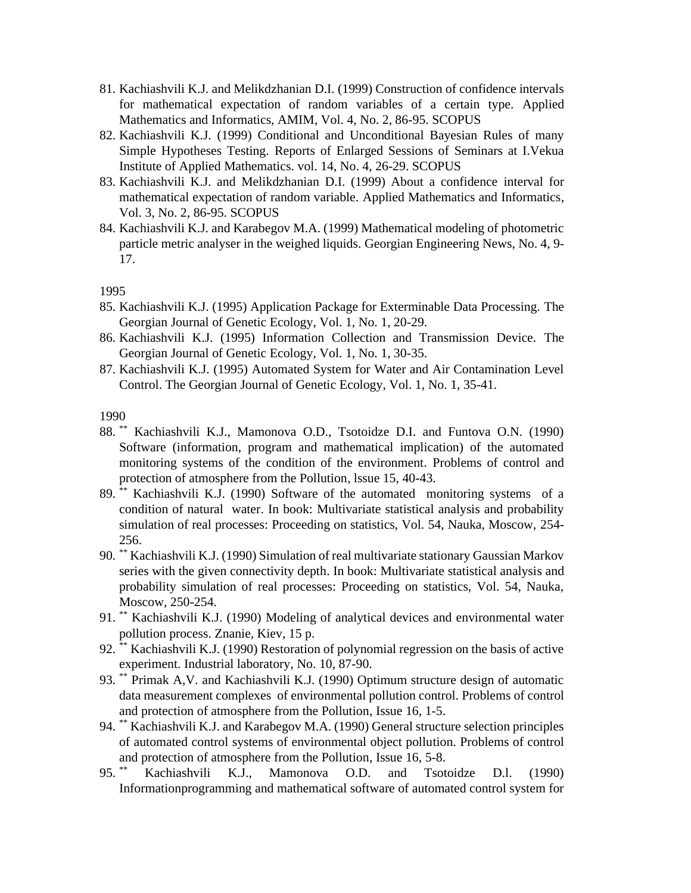81. Kachiashvili K.J. and Melikdzhanian D.I. (1999) Construction of confidence intervals for mathematical expectation of random variables of a certain type. Applied Mathematics and Informatics, AMIM, Vol. 4, No. 2, 86-95. SCOPUS
82. Kachiashvili K.J. (1999) Conditional and Unconditional Bayesian Rules of many Simple Hypotheses Testing. Reports of Enlarged Sessions of Seminars at I.Vekua Institute of Applied Mathematics. vol. 14, No. 4, 26-29. SCOPUS
83. Kachiashvili K.J. and Melikdzhanian D.I. (1999) About a confidence interval for mathematical expectation of random variable. Applied Mathematics and Informatics, Vol. 3, No. 2, 86-95. SCOPUS
84. Kachiashvili K.J. and Karabegov M.A. (1999) Mathematical modeling of photometric particle metric analyser in the weighed liquids. Georgian Engineering News, No. 4, 9-17.

1995

85. Kachiashvili K.J. (1995) Application Package for Exterminable Data Processing. The Georgian Journal of Genetic Ecology, Vol. 1, No. 1, 20-29.
86. Kachiashvili K.J. (1995) Information Collection and Transmission Device. The Georgian Journal of Genetic Ecology, Vol. 1, No. 1, 30-35.
87. Kachiashvili K.J. (1995) Automated System for Water and Air Contamination Level Control. The Georgian Journal of Genetic Ecology, Vol. 1, No. 1, 35-41.

1990

88. ** Kachiashvili K.J., Mamonova O.D., Tsotoidze D.I. and Funtova O.N. (1990) Software (information, program and mathematical implication) of the automated monitoring systems of the condition of the environment. Problems of control and protection of atmosphere from the Pollution, lssue 15, 40-43.
89. ** Kachiashvili K.J. (1990) Software of the automated monitoring systems of a condition of natural water. In book: Multivariate statistical analysis and probability simulation of real processes: Proceeding on statistics, Vol. 54, Nauka, Moscow, 254-256.
90. ** Kachiashvili K.J. (1990) Simulation of real multivariate stationary Gaussian Markov series with the given connectivity depth. In book: Multivariate statistical analysis and probability simulation of real processes: Proceeding on statistics, Vol. 54, Nauka, Moscow, 250-254.
91. ** Kachiashvili K.J. (1990) Modeling of analytical devices and environmental water pollution process. Znanie, Kiev, 15 p.
92. ** Kachiashvili K.J. (1990) Restoration of polynomial regression on the basis of active experiment. Industrial laboratory, No. 10, 87-90.
93. ** Primak A,V. and Kachiashvili K.J. (1990) Optimum structure design of automatic data measurement complexes of environmental pollution control. Problems of control and protection of atmosphere from the Pollution, Issue 16, 1-5.
94. ** Kachiashvili K.J. and Karabegov M.A. (1990) General structure selection principles of automated control systems of environmental object pollution. Problems of control and protection of atmosphere from the Pollution, Issue 16, 5-8.
95. ** Kachiashvili K.J., Mamonova O.D. and Tsotoidze D.l. (1990) Informationprogramming and mathematical software of automated control system for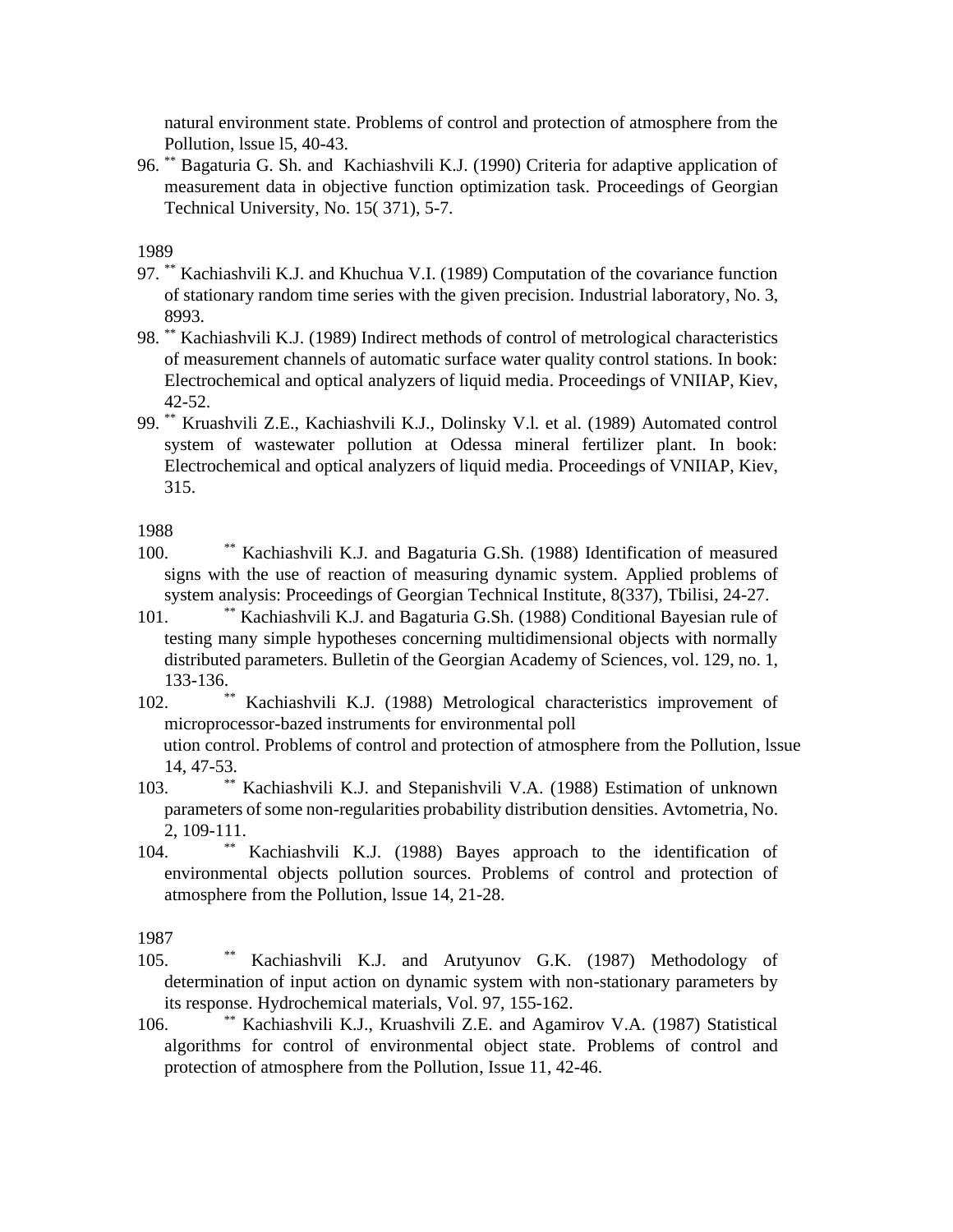natural environment state. Problems of control and protection of atmosphere from the Pollution, lssue l5, 40-43.

96. ** Bagaturia G. Sh. and Kachiashvili K.J. (1990) Criteria for adaptive application of measurement data in objective function optimization task. Proceedings of Georgian Technical University, No. 15( 371), 5-7.

1989

97. ** Kachiashvili K.J. and Khuchua V.I. (1989) Computation of the covariance function of stationary random time series with the given precision. Industrial laboratory, No. 3, 8993.
98. ** Kachiashvili K.J. (1989) Indirect methods of control of metrological characteristics of measurement channels of automatic surface water quality control stations. In book: Electrochemical and optical analyzers of liquid media. Proceedings of VNIIAP, Kiev, 42-52.
99. ** Kruashvili Z.E., Kachiashvili K.J., Dolinsky V.l. et al. (1989) Automated control system of wastewater pollution at Odessa mineral fertilizer plant. In book: Electrochemical and optical analyzers of liquid media. Proceedings of VNIIAP, Kiev, 315.

1988

100. ** Kachiashvili K.J. and Bagaturia G.Sh. (1988) Identification of measured signs with the use of reaction of measuring dynamic system. Applied problems of system analysis: Proceedings of Georgian Technical Institute, 8(337), Tbilisi, 24-27.
101. ** Kachiashvili K.J. and Bagaturia G.Sh. (1988) Conditional Bayesian rule of testing many simple hypotheses concerning multidimensional objects with normally distributed parameters. Bulletin of the Georgian Academy of Sciences, vol. 129, no. 1, 133-136.
102. ** Kachiashvili K.J. (1988) Metrological characteristics improvement of microprocessor-bazed instruments for environmental poll ution control. Problems of control and protection of atmosphere from the Pollution, lssue 14, 47-53.
103. ** Kachiashvili K.J. and Stepanishvili V.A. (1988) Estimation of unknown parameters of some non-regularities probability distribution densities. Avtometria, No. 2, 109-111.
104. ** Kachiashvili K.J. (1988) Bayes approach to the identification of environmental objects pollution sources. Problems of control and protection of atmosphere from the Pollution, lssue 14, 21-28.

1987

105. ** Kachiashvili K.J. and Arutyunov G.K. (1987) Methodology of determination of input action on dynamic system with non-stationary parameters by its response. Hydrochemical materials, Vol. 97, 155-162.
106. ** Kachiashvili K.J., Kruashvili Z.E. and Agamirov V.A. (1987) Statistical algorithms for control of environmental object state. Problems of control and protection of atmosphere from the Pollution, Issue 11, 42-46.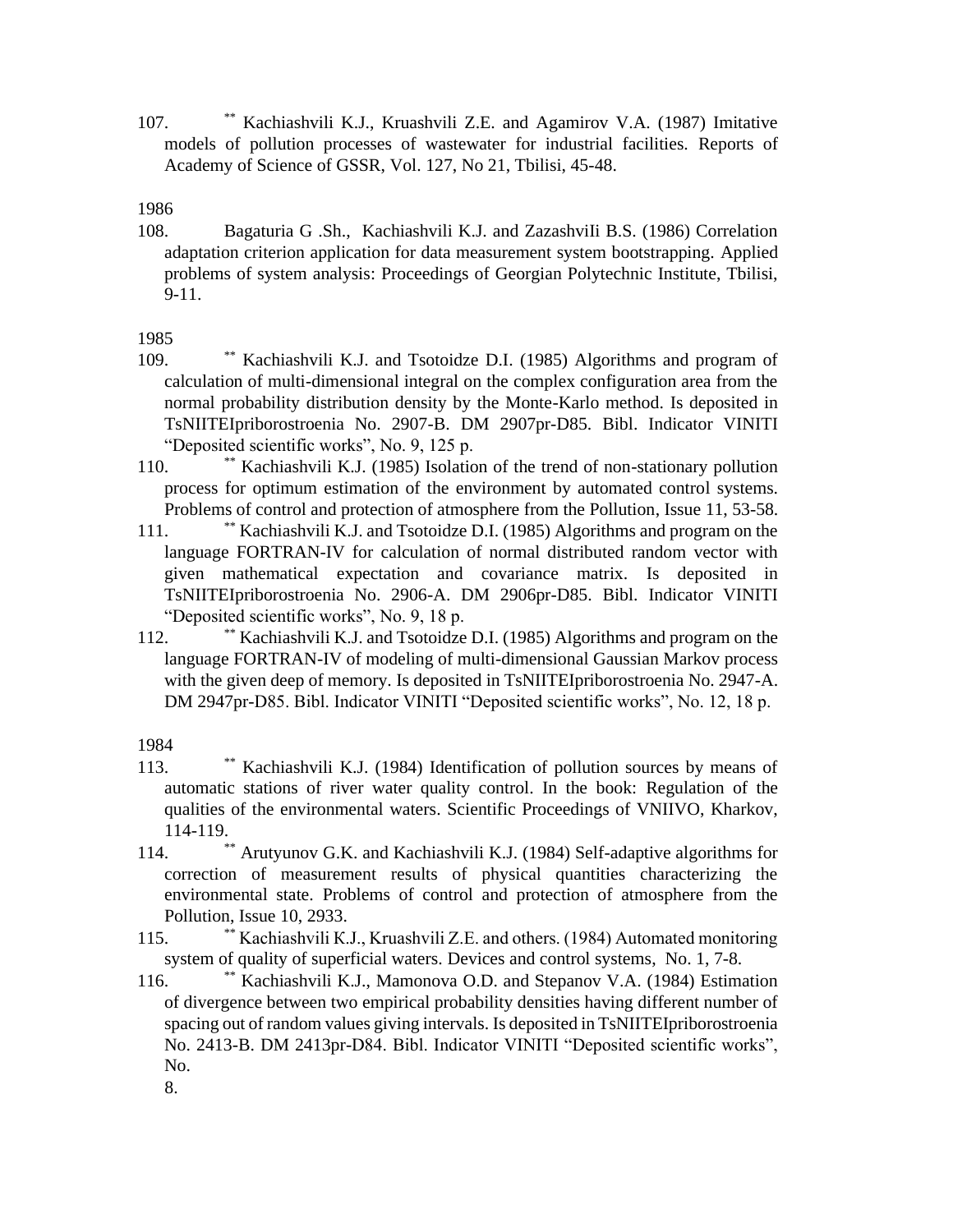107. ** Kachiashvili K.J., Kruashvili Z.E. and Agamirov V.A. (1987) Imitative models of pollution processes of wastewater for industrial facilities. Reports of Academy of Science of GSSR, Vol. 127, No 21, Tbilisi, 45-48.

1986

108. Bagaturia G .Sh., Kachiashvili K.J. and Zazashvili B.S. (1986) Correlation adaptation criterion application for data measurement system bootstrapping. Applied problems of system analysis: Proceedings of Georgian Polytechnic Institute, Tbilisi, 9-11.

1985

109. ** Kachiashvili K.J. and Tsotoidze D.I. (1985) Algorithms and program of calculation of multi-dimensional integral on the complex configuration area from the normal probability distribution density by the Monte-Karlo method. Is deposited in TsNIITEIpriborostroenia No. 2907-B. DM 2907pr-D85. Bibl. Indicator VINITI "Deposited scientific works", No. 9, 125 p.
110. ** Kachiashvili K.J. (1985) Isolation of the trend of non-stationary pollution process for optimum estimation of the environment by automated control systems. Problems of control and protection of atmosphere from the Pollution, Issue 11, 53-58.
111. ** Kachiashvili K.J. and Tsotoidze D.I. (1985) Algorithms and program on the language FORTRAN-IV for calculation of normal distributed random vector with given mathematical expectation and covariance matrix. Is deposited in TsNIITEIpriborostroenia No. 2906-A. DM 2906pr-D85. Bibl. Indicator VINITI "Deposited scientific works", No. 9, 18 p.
112. ** Kachiashvili K.J. and Tsotoidze D.I. (1985) Algorithms and program on the language FORTRAN-IV of modeling of multi-dimensional Gaussian Markov process with the given deep of memory. Is deposited in TsNIITEIpriborostroenia No. 2947-A. DM 2947pr-D85. Bibl. Indicator VINITI "Deposited scientific works", No. 12, 18 p.

1984

113. ** Kachiashvili K.J. (1984) Identification of pollution sources by means of automatic stations of river water quality control. In the book: Regulation of the qualities of the environmental waters. Scientific Proceedings of VNIIVO, Kharkov, 114-119.
114. ** Arutyunov G.K. and Kachiashvili K.J. (1984) Self-adaptive algorithms for correction of measurement results of physical quantities characterizing the environmental state. Problems of control and protection of atmosphere from the Pollution, Issue 10, 2933.
115. ** Kachiashvili K.J., Kruashvili Z.E. and others. (1984) Automated monitoring system of quality of superficial waters. Devices and control systems, No. 1, 7-8.
116. ** Kachiashvili K.J., Mamonova O.D. and Stepanov V.A. (1984) Estimation of divergence between two empirical probability densities having different number of spacing out of random values giving intervals. Is deposited in TsNIITEIpriborostroenia No. 2413-B. DM 2413pr-D84. Bibl. Indicator VINITI "Deposited scientific works", No. 8.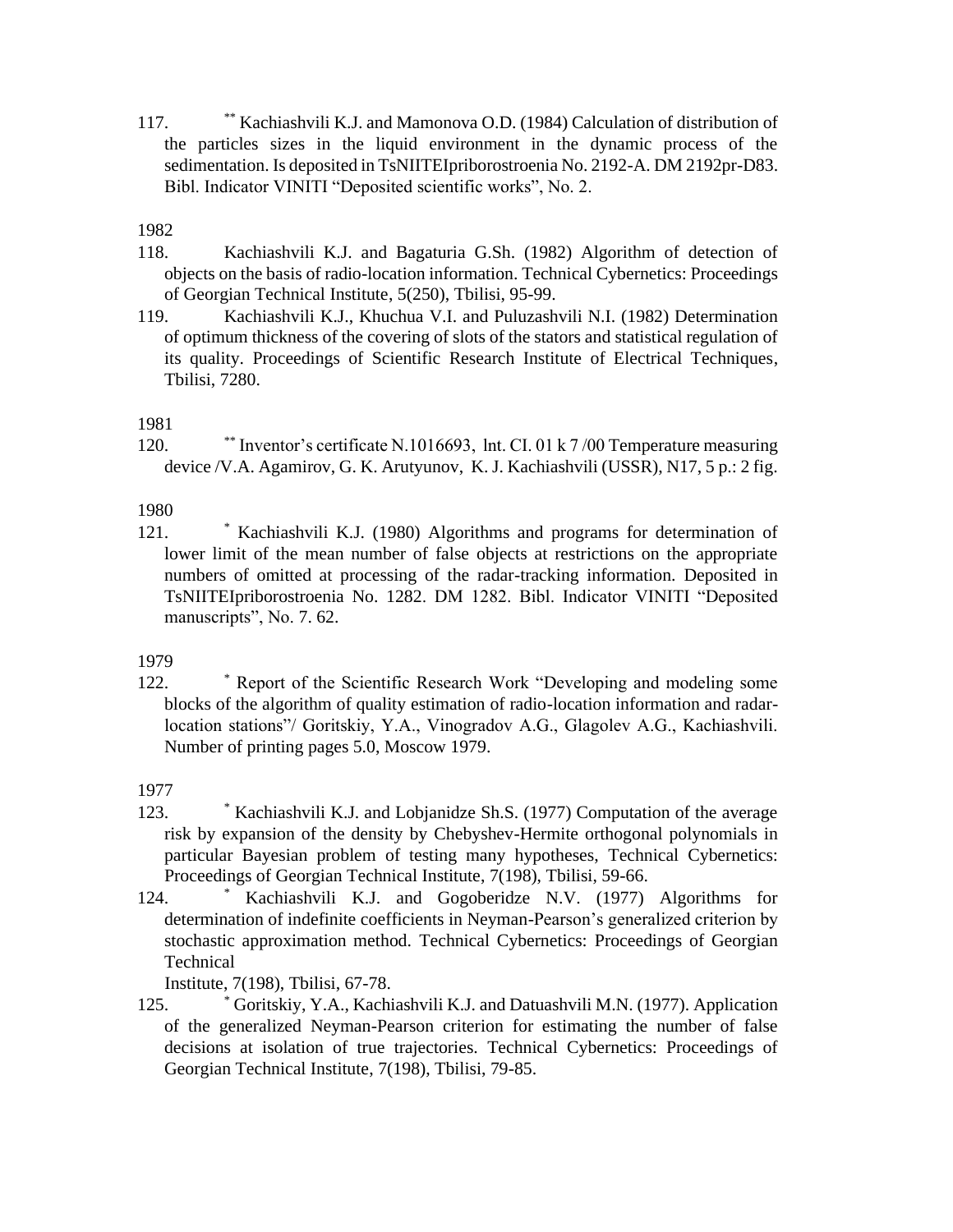117. ** Kachiashvili K.J. and Mamonova O.D. (1984) Calculation of distribution of the particles sizes in the liquid environment in the dynamic process of the sedimentation. Is deposited in TsNIITEIpriborostroenia No. 2192-A. DM 2192pr-D83. Bibl. Indicator VINITI "Deposited scientific works", No. 2.

1982

118. Kachiashvili K.J. and Bagaturia G.Sh. (1982) Algorithm of detection of objects on the basis of radio-location information. Technical Cybernetics: Proceedings of Georgian Technical Institute, 5(250), Tbilisi, 95-99.
119. Kachiashvili K.J., Khuchua V.I. and Puluzashvili N.I. (1982) Determination of optimum thickness of the covering of slots of the stators and statistical regulation of its quality. Proceedings of Scientific Research Institute of Electrical Techniques, Tbilisi, 7280.

1981

120. ** Inventor's certificate N.1016693, lnt. CI. 01 k 7 /00 Temperature measuring device /V.A. Agamirov, G. K. Arutyunov, K. J. Kachiashvili (USSR), N17, 5 p.: 2 fig.

1980

121. * Kachiashvili K.J. (1980) Algorithms and programs for determination of lower limit of the mean number of false objects at restrictions on the appropriate numbers of omitted at processing of the radar-tracking information. Deposited in TsNIITEIpriborostroenia No. 1282. DM 1282. Bibl. Indicator VINITI "Deposited manuscripts", No. 7. 62.

1979

122. * Report of the Scientific Research Work "Developing and modeling some blocks of the algorithm of quality estimation of radio-location information and radar-location stations"/ Goritskiy, Y.A., Vinogradov A.G., Glagolev A.G., Kachiashvili. Number of printing pages 5.0, Moscow 1979.

1977

123. * Kachiashvili K.J. and Lobjanidze Sh.S. (1977) Computation of the average risk by expansion of the density by Chebyshev-Hermite orthogonal polynomials in particular Bayesian problem of testing many hypotheses, Technical Cybernetics: Proceedings of Georgian Technical Institute, 7(198), Tbilisi, 59-66.
124. * Kachiashvili K.J. and Gogoberidze N.V. (1977) Algorithms for determination of indefinite coefficients in Neyman-Pearson's generalized criterion by stochastic approximation method. Technical Cybernetics: Proceedings of Georgian Technical Institute, 7(198), Tbilisi, 67-78.
125. * Goritskiy, Y.A., Kachiashvili K.J. and Datuashvili M.N. (1977). Application of the generalized Neyman-Pearson criterion for estimating the number of false decisions at isolation of true trajectories. Technical Cybernetics: Proceedings of Georgian Technical Institute, 7(198), Tbilisi, 79-85.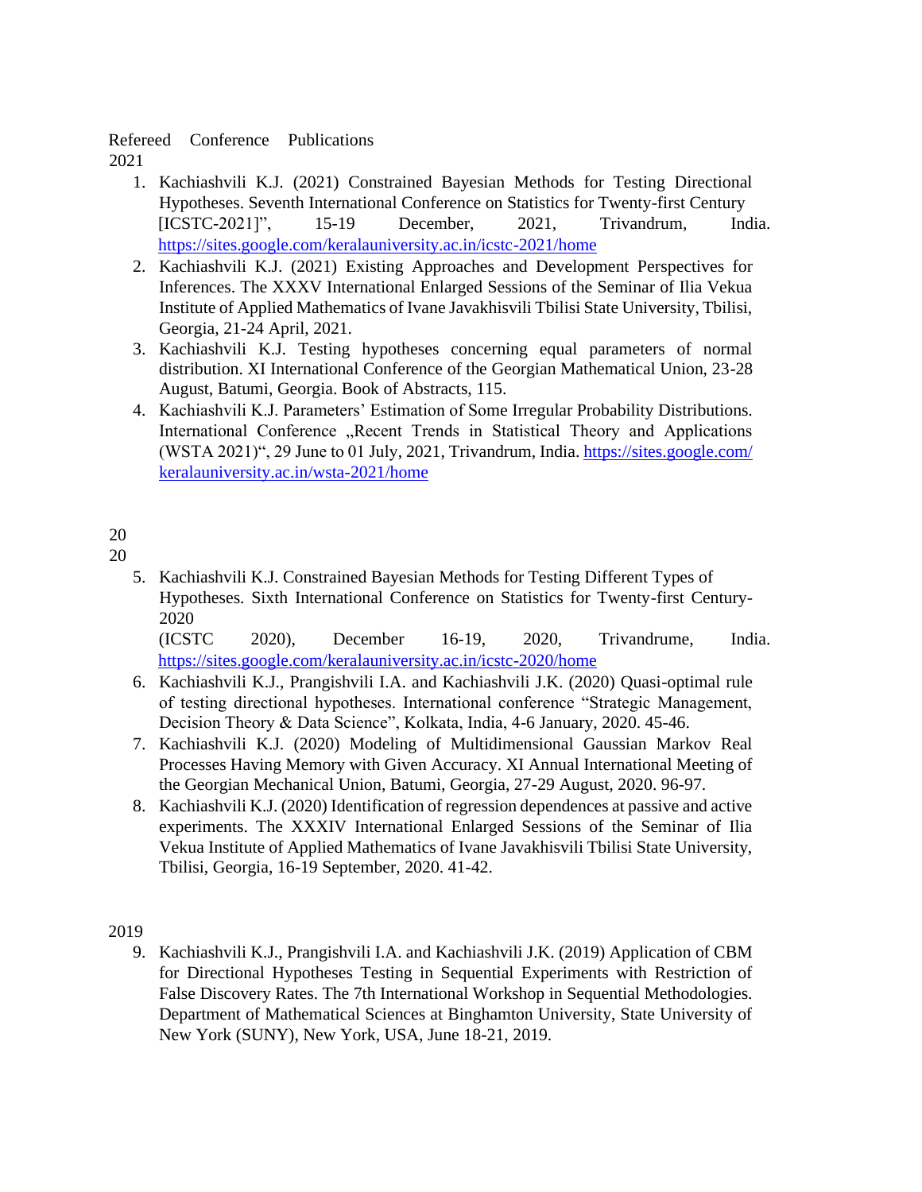Refereed Conference Publications

2021

1. Kachiashvili K.J. (2021) Constrained Bayesian Methods for Testing Directional Hypotheses. Seventh International Conference on Statistics for Twenty-first Century [ICSTC-2021]", 15-19 December, 2021, Trivandrum, India. https://sites.google.com/keralauniversity.ac.in/icstc-2021/home
2. Kachiashvili K.J. (2021) Existing Approaches and Development Perspectives for Inferences. The XXXV International Enlarged Sessions of the Seminar of Ilia Vekua Institute of Applied Mathematics of Ivane Javakhisvili Tbilisi State University, Tbilisi, Georgia, 21-24 April, 2021.
3. Kachiashvili K.J. Testing hypotheses concerning equal parameters of normal distribution. XI International Conference of the Georgian Mathematical Union, 23-28 August, Batumi, Georgia. Book of Abstracts, 115.
4. Kachiashvili K.J. Parameters' Estimation of Some Irregular Probability Distributions. International Conference „Recent Trends in Statistical Theory and Applications (WSTA 2021)", 29 June to 01 July, 2021, Trivandrum, India. https://sites.google.com/keralauniversity.ac.in/wsta-2021/home

2020

5. Kachiashvili K.J. Constrained Bayesian Methods for Testing Different Types of Hypotheses. Sixth International Conference on Statistics for Twenty-first Century-2020 (ICSTC 2020), December 16-19, 2020, Trivandrume, India. https://sites.google.com/keralauniversity.ac.in/icstc-2020/home
6. Kachiashvili K.J., Prangishvili I.A. and Kachiashvili J.K. (2020) Quasi-optimal rule of testing directional hypotheses. International conference "Strategic Management, Decision Theory & Data Science", Kolkata, India, 4-6 January, 2020. 45-46.
7. Kachiashvili K.J. (2020) Modeling of Multidimensional Gaussian Markov Real Processes Having Memory with Given Accuracy. XI Annual International Meeting of the Georgian Mechanical Union, Batumi, Georgia, 27-29 August, 2020. 96-97.
8. Kachiashvili K.J. (2020) Identification of regression dependences at passive and active experiments. The XXXIV International Enlarged Sessions of the Seminar of Ilia Vekua Institute of Applied Mathematics of Ivane Javakhisvili Tbilisi State University, Tbilisi, Georgia, 16-19 September, 2020. 41-42.

2019

9. Kachiashvili K.J., Prangishvili I.A. and Kachiashvili J.K. (2019) Application of CBM for Directional Hypotheses Testing in Sequential Experiments with Restriction of False Discovery Rates. The 7th International Workshop in Sequential Methodologies. Department of Mathematical Sciences at Binghamton University, State University of New York (SUNY), New York, USA, June 18-21, 2019.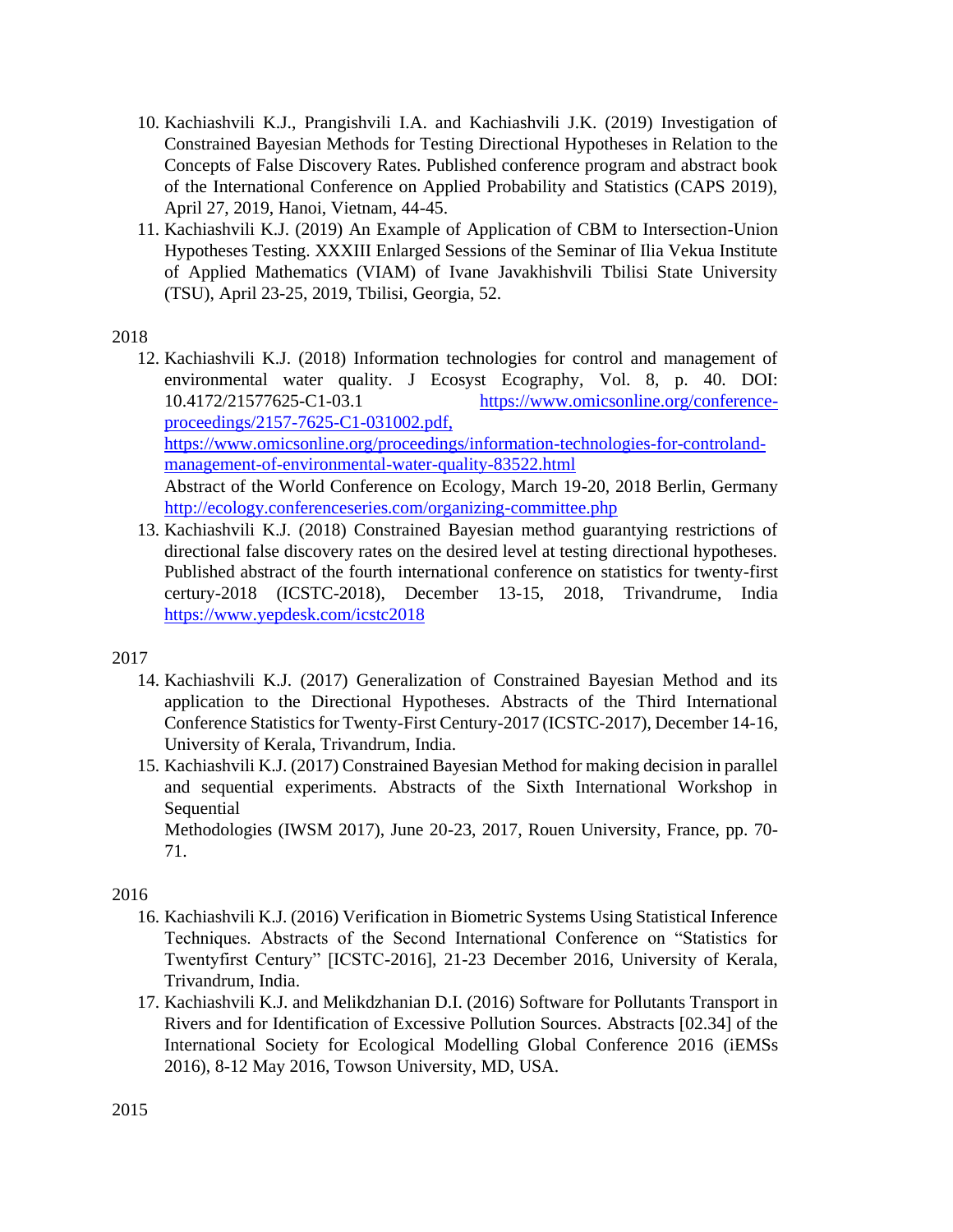10. Kachiashvili K.J., Prangishvili I.A. and Kachiashvili J.K. (2019) Investigation of Constrained Bayesian Methods for Testing Directional Hypotheses in Relation to the Concepts of False Discovery Rates. Published conference program and abstract book of the International Conference on Applied Probability and Statistics (CAPS 2019), April 27, 2019, Hanoi, Vietnam, 44-45.
11. Kachiashvili K.J. (2019) An Example of Application of CBM to Intersection-Union Hypotheses Testing. XXXIII Enlarged Sessions of the Seminar of Ilia Vekua Institute of Applied Mathematics (VIAM) of Ivane Javakhishvili Tbilisi State University (TSU), April 23-25, 2019, Tbilisi, Georgia, 52.

2018

12. Kachiashvili K.J. (2018) Information technologies for control and management of environmental water quality. J Ecosyst Ecography, Vol. 8, p. 40. DOI: 10.4172/21577625-C1-03.1 https://www.omicsonline.org/conference-proceedings/2157-7625-C1-031002.pdf, https://www.omicsonline.org/proceedings/information-technologies-for-controland-management-of-environmental-water-quality-83522.html
    Abstract of the World Conference on Ecology, March 19-20, 2018 Berlin, Germany http://ecology.conferenceseries.com/organizing-committee.php
13. Kachiashvili K.J. (2018) Constrained Bayesian method guarantying restrictions of directional false discovery rates on the desired level at testing directional hypotheses. Published abstract of the fourth international conference on statistics for twenty-first certury-2018 (ICSTC-2018), December 13-15, 2018, Trivandrume, India https://www.yepdesk.com/icstc2018

2017

14. Kachiashvili K.J. (2017) Generalization of Constrained Bayesian Method and its application to the Directional Hypotheses. Abstracts of the Third International Conference Statistics for Twenty-First Century-2017 (ICSTC-2017), December 14-16, University of Kerala, Trivandrum, India.
15. Kachiashvili K.J. (2017) Constrained Bayesian Method for making decision in parallel and sequential experiments. Abstracts of the Sixth International Workshop in Sequential
    Methodologies (IWSM 2017), June 20-23, 2017, Rouen University, France, pp. 70-71.

2016

16. Kachiashvili K.J. (2016) Verification in Biometric Systems Using Statistical Inference Techniques. Abstracts of the Second International Conference on "Statistics for Twentyfirst Century" [ICSTC-2016], 21-23 December 2016, University of Kerala, Trivandrum, India.
17. Kachiashvili K.J. and Melikdzhanian D.I. (2016) Software for Pollutants Transport in Rivers and for Identification of Excessive Pollution Sources. Abstracts [02.34] of the International Society for Ecological Modelling Global Conference 2016 (iEMSs 2016), 8-12 May 2016, Towson University, MD, USA.

2015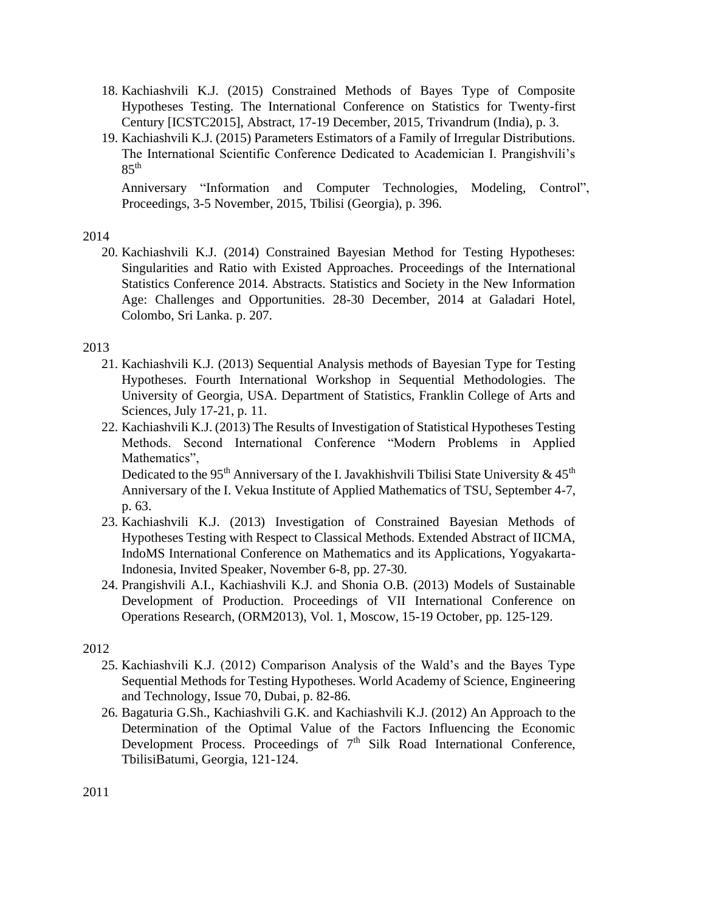18. Kachiashvili K.J. (2015) Constrained Methods of Bayes Type of Composite Hypotheses Testing. The International Conference on Statistics for Twenty-first Century [ICSTC2015], Abstract, 17-19 December, 2015, Trivandrum (India), p. 3.
19. Kachiashvili K.J. (2015) Parameters Estimators of a Family of Irregular Distributions. The International Scientific Conference Dedicated to Academician I. Prangishvili's 85th Anniversary "Information and Computer Technologies, Modeling, Control", Proceedings, 3-5 November, 2015, Tbilisi (Georgia), p. 396.

2014

20. Kachiashvili K.J. (2014) Constrained Bayesian Method for Testing Hypotheses: Singularities and Ratio with Existed Approaches. Proceedings of the International Statistics Conference 2014. Abstracts. Statistics and Society in the New Information Age: Challenges and Opportunities. 28-30 December, 2014 at Galadari Hotel, Colombo, Sri Lanka. p. 207.

2013

21. Kachiashvili K.J. (2013) Sequential Analysis methods of Bayesian Type for Testing Hypotheses. Fourth International Workshop in Sequential Methodologies. The University of Georgia, USA. Department of Statistics, Franklin College of Arts and Sciences, July 17-21, p. 11.
22. Kachiashvili K.J. (2013) The Results of Investigation of Statistical Hypotheses Testing Methods. Second International Conference "Modern Problems in Applied Mathematics", Dedicated to the 95th Anniversary of the I. Javakhishvili Tbilisi State University & 45th Anniversary of the I. Vekua Institute of Applied Mathematics of TSU, September 4-7, p. 63.
23. Kachiashvili K.J. (2013) Investigation of Constrained Bayesian Methods of Hypotheses Testing with Respect to Classical Methods. Extended Abstract of IICMA, IndoMS International Conference on Mathematics and its Applications, Yogyakarta-Indonesia, Invited Speaker, November 6-8, pp. 27-30.
24. Prangishvili A.I., Kachiashvili K.J. and Shonia O.B. (2013) Models of Sustainable Development of Production. Proceedings of VII International Conference on Operations Research, (ORM2013), Vol. 1, Moscow, 15-19 October, pp. 125-129.

2012

25. Kachiashvili K.J. (2012) Comparison Analysis of the Wald's and the Bayes Type Sequential Methods for Testing Hypotheses. World Academy of Science, Engineering and Technology, Issue 70, Dubai, p. 82-86.
26. Bagaturia G.Sh., Kachiashvili G.K. and Kachiashvili K.J. (2012) An Approach to the Determination of the Optimal Value of the Factors Influencing the Economic Development Process. Proceedings of 7th Silk Road International Conference, TbilisiBatumi, Georgia, 121-124.

2011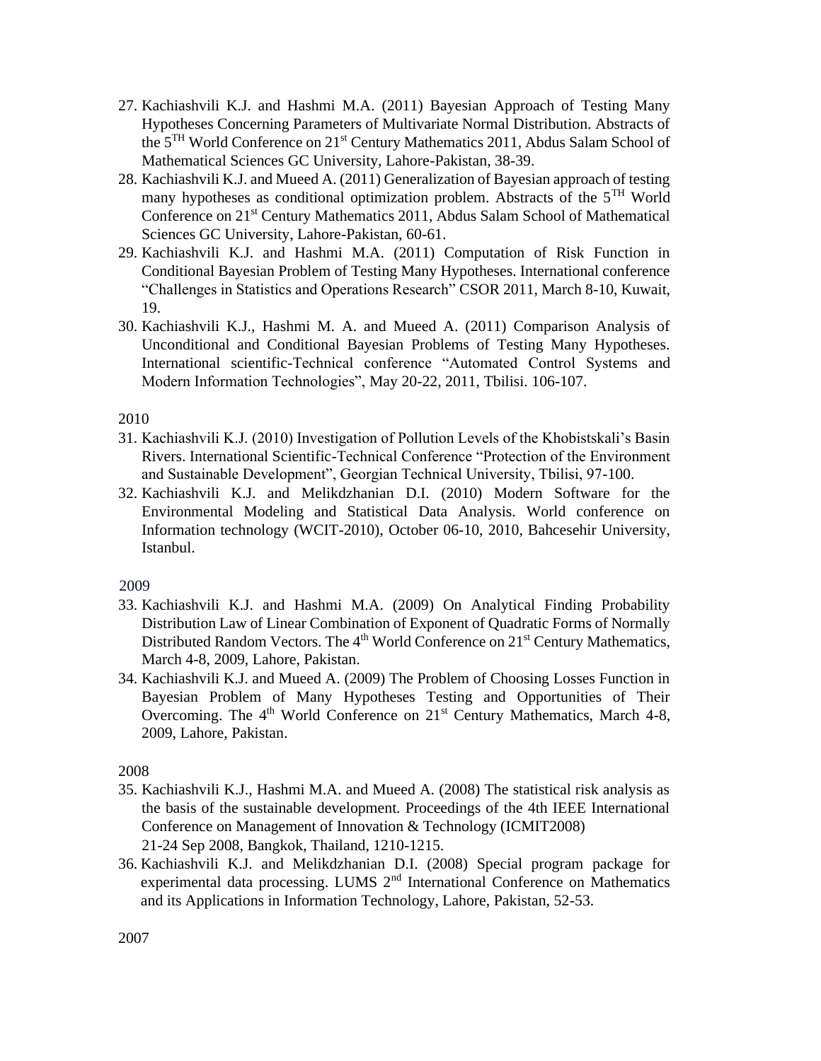27. Kachiashvili K.J. and Hashmi M.A. (2011) Bayesian Approach of Testing Many Hypotheses Concerning Parameters of Multivariate Normal Distribution. Abstracts of the 5[TH] World Conference on 21[st] Century Mathematics 2011, Abdus Salam School of Mathematical Sciences GC University, Lahore-Pakistan, 38-39.
28. Kachiashvili K.J. and Mueed A. (2011) Generalization of Bayesian approach of testing many hypotheses as conditional optimization problem. Abstracts of the 5[TH] World Conference on 21[st] Century Mathematics 2011, Abdus Salam School of Mathematical Sciences GC University, Lahore-Pakistan, 60-61.
29. Kachiashvili K.J. and Hashmi M.A. (2011) Computation of Risk Function in Conditional Bayesian Problem of Testing Many Hypotheses. International conference "Challenges in Statistics and Operations Research" CSOR 2011, March 8-10, Kuwait, 19.
30. Kachiashvili K.J., Hashmi M. A. and Mueed A. (2011) Comparison Analysis of Unconditional and Conditional Bayesian Problems of Testing Many Hypotheses. International scientific-Technical conference "Automated Control Systems and Modern Information Technologies", May 20-22, 2011, Tbilisi. 106-107.

2010

31. Kachiashvili K.J. (2010) Investigation of Pollution Levels of the Khobistskali's Basin Rivers. International Scientific-Technical Conference "Protection of the Environment and Sustainable Development", Georgian Technical University, Tbilisi, 97-100.
32. Kachiashvili K.J. and Melikdzhanian D.I. (2010) Modern Software for the Environmental Modeling and Statistical Data Analysis. World conference on Information technology (WCIT-2010), October 06-10, 2010, Bahcesehir University, Istanbul.

2009

33. Kachiashvili K.J. and Hashmi M.A. (2009) On Analytical Finding Probability Distribution Law of Linear Combination of Exponent of Quadratic Forms of Normally Distributed Random Vectors. The 4[th] World Conference on 21[st] Century Mathematics, March 4-8, 2009, Lahore, Pakistan.
34. Kachiashvili K.J. and Mueed A. (2009) The Problem of Choosing Losses Function in Bayesian Problem of Many Hypotheses Testing and Opportunities of Their Overcoming. The 4[th] World Conference on 21[st] Century Mathematics, March 4-8, 2009, Lahore, Pakistan.

2008

35. Kachiashvili K.J., Hashmi M.A. and Mueed A. (2008) The statistical risk analysis as the basis of the sustainable development. Proceedings of the 4th IEEE International Conference on Management of Innovation & Technology (ICMIT2008) 21-24 Sep 2008, Bangkok, Thailand, 1210-1215.
36. Kachiashvili K.J. and Melikdzhanian D.I. (2008) Special program package for experimental data processing. LUMS 2[nd] International Conference on Mathematics and its Applications in Information Technology, Lahore, Pakistan, 52-53.

2007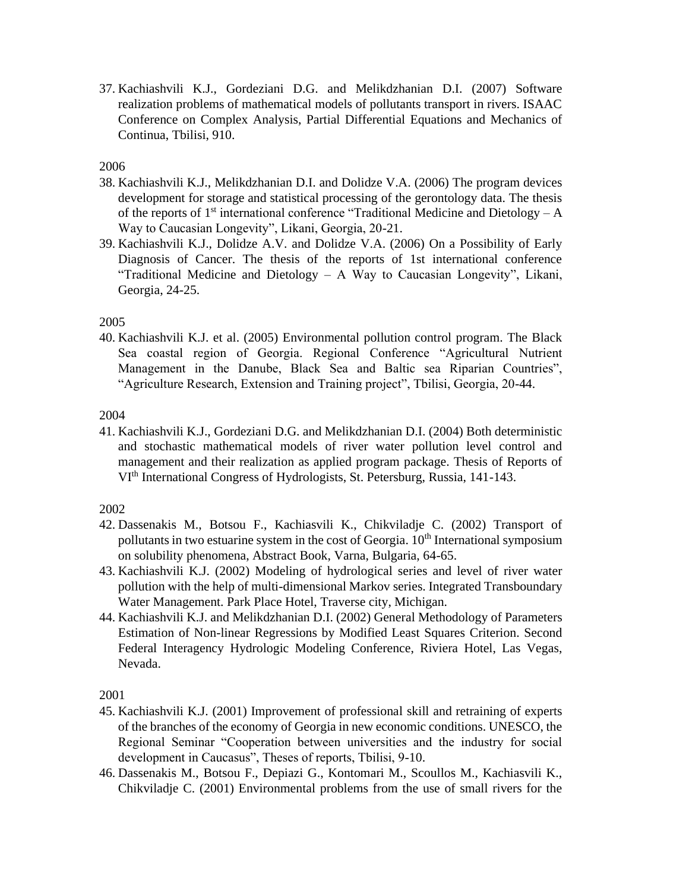37. Kachiashvili K.J., Gordeziani D.G. and Melikdzhanian D.I. (2007) Software realization problems of mathematical models of pollutants transport in rivers. ISAAC Conference on Complex Analysis, Partial Differential Equations and Mechanics of Continua, Tbilisi, 910.

2006

38. Kachiashvili K.J., Melikdzhanian D.I. and Dolidze V.A. (2006) The program devices development for storage and statistical processing of the gerontology data. The thesis of the reports of 1st international conference "Traditional Medicine and Dietology – A Way to Caucasian Longevity", Likani, Georgia, 20-21.
39. Kachiashvili K.J., Dolidze A.V. and Dolidze V.A. (2006) On a Possibility of Early Diagnosis of Cancer. The thesis of the reports of 1st international conference "Traditional Medicine and Dietology – A Way to Caucasian Longevity", Likani, Georgia, 24-25.

2005

40. Kachiashvili K.J. et al. (2005) Environmental pollution control program. The Black Sea coastal region of Georgia. Regional Conference "Agricultural Nutrient Management in the Danube, Black Sea and Baltic sea Riparian Countries", "Agriculture Research, Extension and Training project", Tbilisi, Georgia, 20-44.

2004

41. Kachiashvili K.J., Gordeziani D.G. and Melikdzhanian D.I. (2004) Both deterministic and stochastic mathematical models of river water pollution level control and management and their realization as applied program package. Thesis of Reports of VIth International Congress of Hydrologists, St. Petersburg, Russia, 141-143.

2002

42. Dassenakis M., Botsou F., Kachiasvili K., Chikviladje C. (2002) Transport of pollutants in two estuarine system in the cost of Georgia. 10th International symposium on solubility phenomena, Abstract Book, Varna, Bulgaria, 64-65.
43. Kachiashvili K.J. (2002) Modeling of hydrological series and level of river water pollution with the help of multi-dimensional Markov series. Integrated Transboundary Water Management. Park Place Hotel, Traverse city, Michigan.
44. Kachiashvili K.J. and Melikdzhanian D.I. (2002) General Methodology of Parameters Estimation of Non-linear Regressions by Modified Least Squares Criterion. Second Federal Interagency Hydrologic Modeling Conference, Riviera Hotel, Las Vegas, Nevada.

2001

45. Kachiashvili K.J. (2001) Improvement of professional skill and retraining of experts of the branches of the economy of Georgia in new economic conditions. UNESCO, the Regional Seminar "Cooperation between universities and the industry for social development in Caucasus", Theses of reports, Tbilisi, 9-10.
46. Dassenakis M., Botsou F., Depiazi G., Kontomari M., Scoullos M., Kachiasvili K., Chikviladje C. (2001) Environmental problems from the use of small rivers for the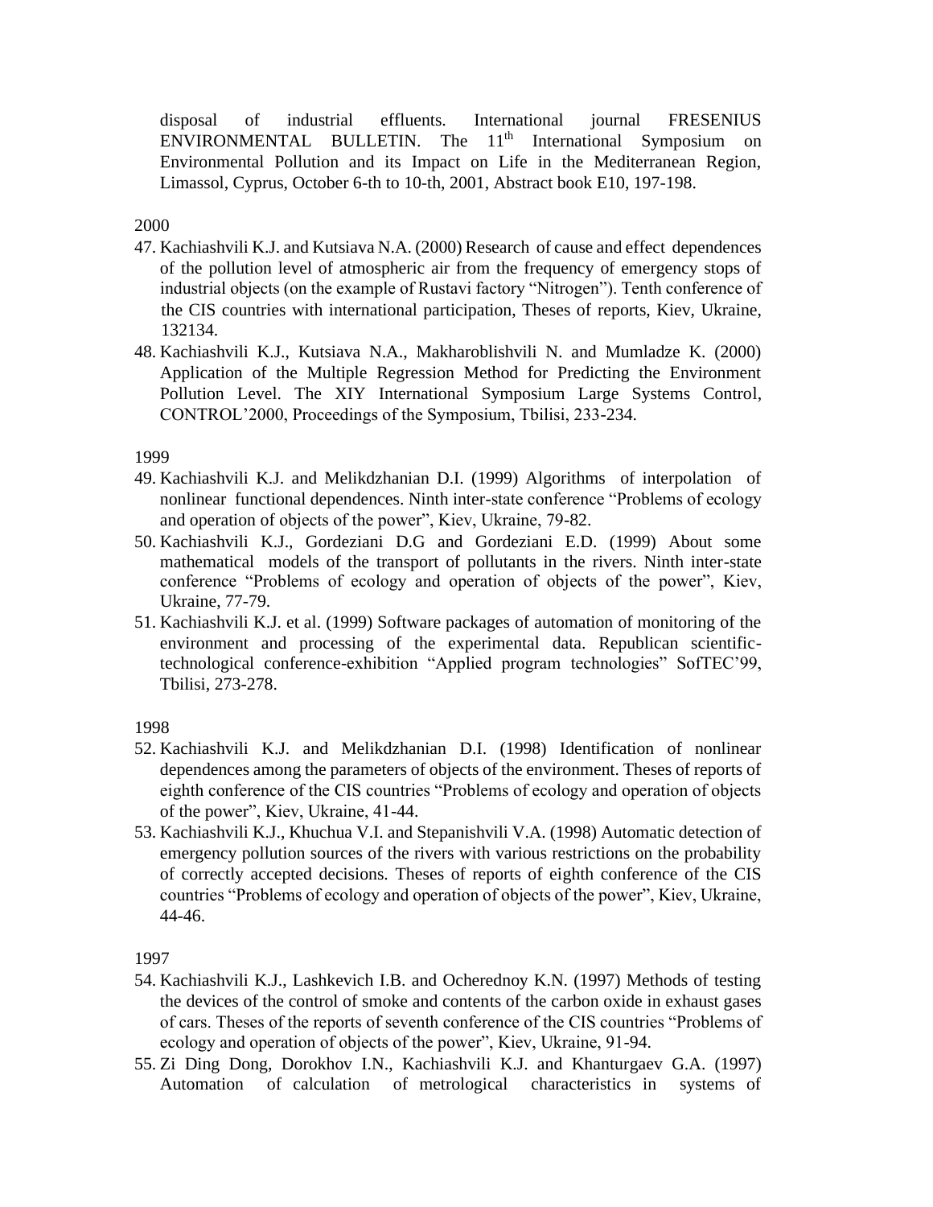disposal of industrial effluents. International journal FRESENIUS ENVIRONMENTAL BULLETIN. The 11th International Symposium on Environmental Pollution and its Impact on Life in the Mediterranean Region, Limassol, Cyprus, October 6-th to 10-th, 2001, Abstract book E10, 197-198.

2000

47. Kachiashvili K.J. and Kutsiava N.A. (2000) Research of cause and effect dependences of the pollution level of atmospheric air from the frequency of emergency stops of industrial objects (on the example of Rustavi factory "Nitrogen"). Tenth conference of the CIS countries with international participation, Theses of reports, Kiev, Ukraine, 132134.
48. Kachiashvili K.J., Kutsiava N.A., Makharoblishvili N. and Mumladze K. (2000) Application of the Multiple Regression Method for Predicting the Environment Pollution Level. The XIY International Symposium Large Systems Control, CONTROL'2000, Proceedings of the Symposium, Tbilisi, 233-234.

1999

49. Kachiashvili K.J. and Melikdzhanian D.I. (1999) Algorithms of interpolation of nonlinear functional dependences. Ninth inter-state conference "Problems of ecology and operation of objects of the power", Kiev, Ukraine, 79-82.
50. Kachiashvili K.J., Gordeziani D.G and Gordeziani E.D. (1999) About some mathematical models of the transport of pollutants in the rivers. Ninth inter-state conference "Problems of ecology and operation of objects of the power", Kiev, Ukraine, 77-79.
51. Kachiashvili K.J. et al. (1999) Software packages of automation of monitoring of the environment and processing of the experimental data. Republican scientific-technological conference-exhibition "Applied program technologies" SofTEC'99, Tbilisi, 273-278.

1998

52. Kachiashvili K.J. and Melikdzhanian D.I. (1998) Identification of nonlinear dependences among the parameters of objects of the environment. Theses of reports of eighth conference of the CIS countries "Problems of ecology and operation of objects of the power", Kiev, Ukraine, 41-44.
53. Kachiashvili K.J., Khuchua V.I. and Stepanishvili V.A. (1998) Automatic detection of emergency pollution sources of the rivers with various restrictions on the probability of correctly accepted decisions. Theses of reports of eighth conference of the CIS countries "Problems of ecology and operation of objects of the power", Kiev, Ukraine, 44-46.

1997

54. Kachiashvili K.J., Lashkevich I.B. and Ocherednoy K.N. (1997) Methods of testing the devices of the control of smoke and contents of the carbon oxide in exhaust gases of cars. Theses of the reports of seventh conference of the CIS countries "Problems of ecology and operation of objects of the power", Kiev, Ukraine, 91-94.
55. Zi Ding Dong, Dorokhov I.N., Kachiashvili K.J. and Khanturgaev G.A. (1997) Automation of calculation of metrological characteristics in systems of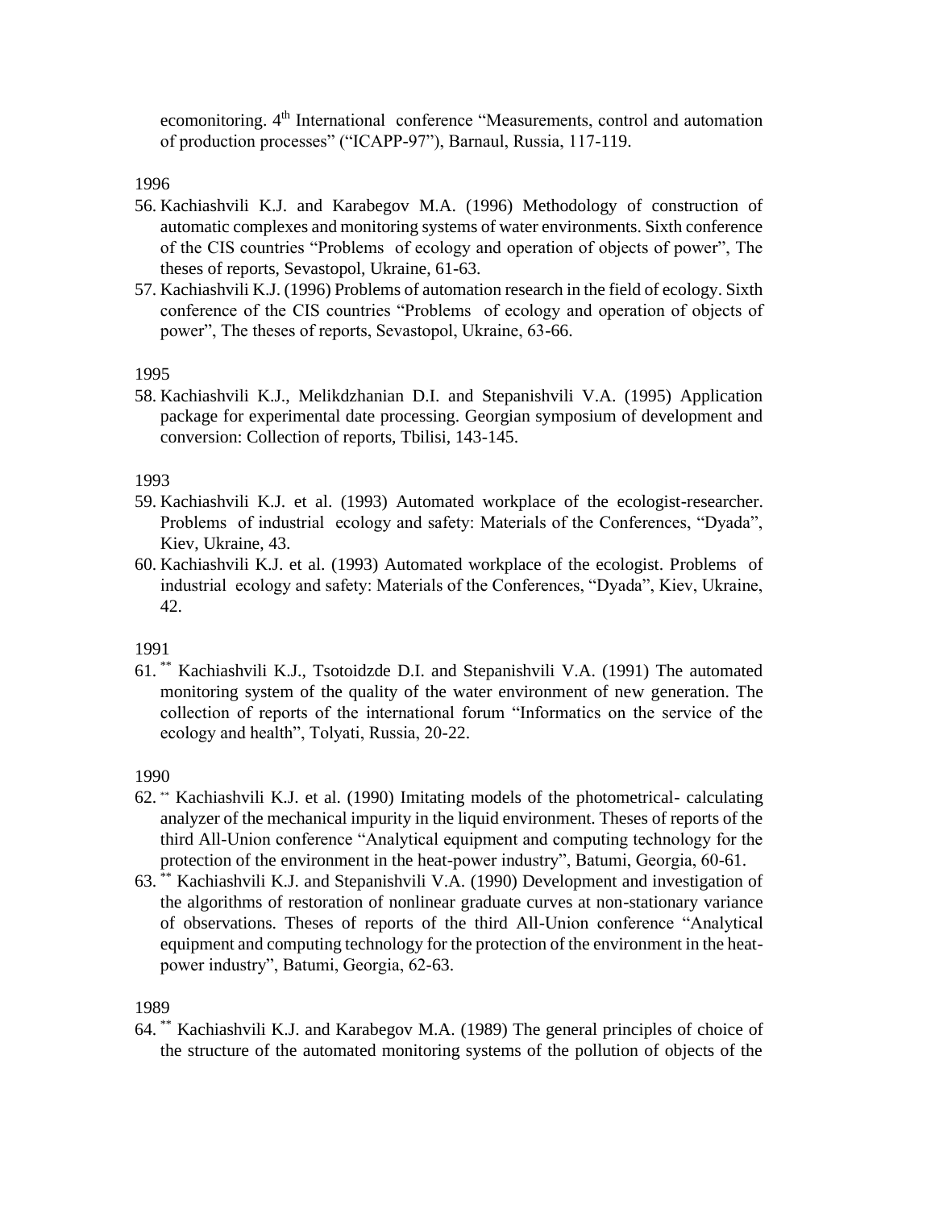ecomonitoring. 4th International conference “Measurements, control and automation of production processes” (“ICAPP-97”), Barnaul, Russia, 117-119.

1996

56. Kachiashvili K.J. and Karabegov M.A. (1996) Methodology of construction of automatic complexes and monitoring systems of water environments. Sixth conference of the CIS countries “Problems of ecology and operation of objects of power”, The theses of reports, Sevastopol, Ukraine, 61-63.
57. Kachiashvili K.J. (1996) Problems of automation research in the field of ecology. Sixth conference of the CIS countries “Problems of ecology and operation of objects of power”, The theses of reports, Sevastopol, Ukraine, 63-66.

1995

58. Kachiashvili K.J., Melikdzhanian D.I. and Stepanishvili V.A. (1995) Application package for experimental date processing. Georgian symposium of development and conversion: Collection of reports, Tbilisi, 143-145.

1993

59. Kachiashvili K.J. et al. (1993) Automated workplace of the ecologist-researcher. Problems of industrial ecology and safety: Materials of the Conferences, “Dyada”, Kiev, Ukraine, 43.
60. Kachiashvili K.J. et al. (1993) Automated workplace of the ecologist. Problems of industrial ecology and safety: Materials of the Conferences, “Dyada”, Kiev, Ukraine, 42.

1991

61. ** Kachiashvili K.J., Tsotoidzde D.I. and Stepanishvili V.A. (1991) The automated monitoring system of the quality of the water environment of new generation. The collection of reports of the international forum “Informatics on the service of the ecology and health”, Tolyati, Russia, 20-22.

1990

62. ** Kachiashvili K.J. et al. (1990) Imitating models of the photometrical- calculating analyzer of the mechanical impurity in the liquid environment. Theses of reports of the third All-Union conference “Analytical equipment and computing technology for the protection of the environment in the heat-power industry”, Batumi, Georgia, 60-61.
63. ** Kachiashvili K.J. and Stepanishvili V.A. (1990) Development and investigation of the algorithms of restoration of nonlinear graduate curves at non-stationary variance of observations. Theses of reports of the third All-Union conference “Analytical equipment and computing technology for the protection of the environment in the heat-power industry”, Batumi, Georgia, 62-63.

1989

64. ** Kachiashvili K.J. and Karabegov M.A. (1989) The general principles of choice of the structure of the automated monitoring systems of the pollution of objects of the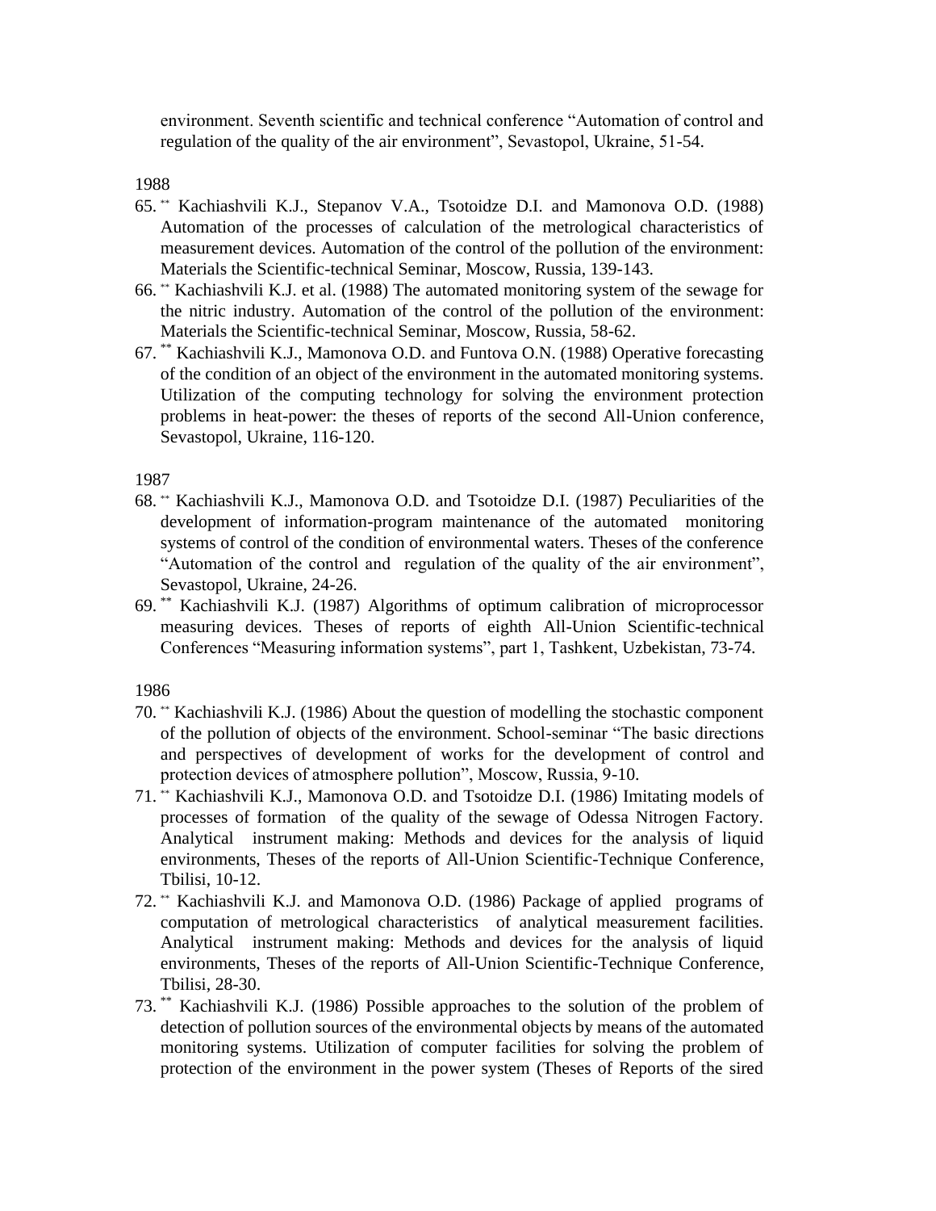environment. Seventh scientific and technical conference "Automation of control and regulation of the quality of the air environment", Sevastopol, Ukraine, 51-54.

1988

65. ** Kachiashvili K.J., Stepanov V.A., Tsotoidze D.I. and Mamonova O.D. (1988) Automation of the processes of calculation of the metrological characteristics of measurement devices. Automation of the control of the pollution of the environment: Materials the Scientific-technical Seminar, Moscow, Russia, 139-143.
66. ** Kachiashvili K.J. et al. (1988) The automated monitoring system of the sewage for the nitric industry. Automation of the control of the pollution of the environment: Materials the Scientific-technical Seminar, Moscow, Russia, 58-62.
67. ** Kachiashvili K.J., Mamonova O.D. and Funtova O.N. (1988) Operative forecasting of the condition of an object of the environment in the automated monitoring systems. Utilization of the computing technology for solving the environment protection problems in heat-power: the theses of reports of the second All-Union conference, Sevastopol, Ukraine, 116-120.

1987

68. ** Kachiashvili K.J., Mamonova O.D. and Tsotoidze D.I. (1987) Peculiarities of the development of information-program maintenance of the automated monitoring systems of control of the condition of environmental waters. Theses of the conference "Automation of the control and regulation of the quality of the air environment", Sevastopol, Ukraine, 24-26.
69. ** Kachiashvili K.J. (1987) Algorithms of optimum calibration of microprocessor measuring devices. Theses of reports of eighth All-Union Scientific-technical Conferences "Measuring information systems", part 1, Tashkent, Uzbekistan, 73-74.

1986

70. ** Kachiashvili K.J. (1986) About the question of modelling the stochastic component of the pollution of objects of the environment. School-seminar "The basic directions and perspectives of development of works for the development of control and protection devices of atmosphere pollution", Moscow, Russia, 9-10.
71. ** Kachiashvili K.J., Mamonova O.D. and Tsotoidze D.I. (1986) Imitating models of processes of formation of the quality of the sewage of Odessa Nitrogen Factory. Analytical instrument making: Methods and devices for the analysis of liquid environments, Theses of the reports of All-Union Scientific-Technique Conference, Tbilisi, 10-12.
72. ** Kachiashvili K.J. and Mamonova O.D. (1986) Package of applied programs of computation of metrological characteristics of analytical measurement facilities. Analytical instrument making: Methods and devices for the analysis of liquid environments, Theses of the reports of All-Union Scientific-Technique Conference, Tbilisi, 28-30.
73. ** Kachiashvili K.J. (1986) Possible approaches to the solution of the problem of detection of pollution sources of the environmental objects by means of the automated monitoring systems. Utilization of computer facilities for solving the problem of protection of the environment in the power system (Theses of Reports of the sired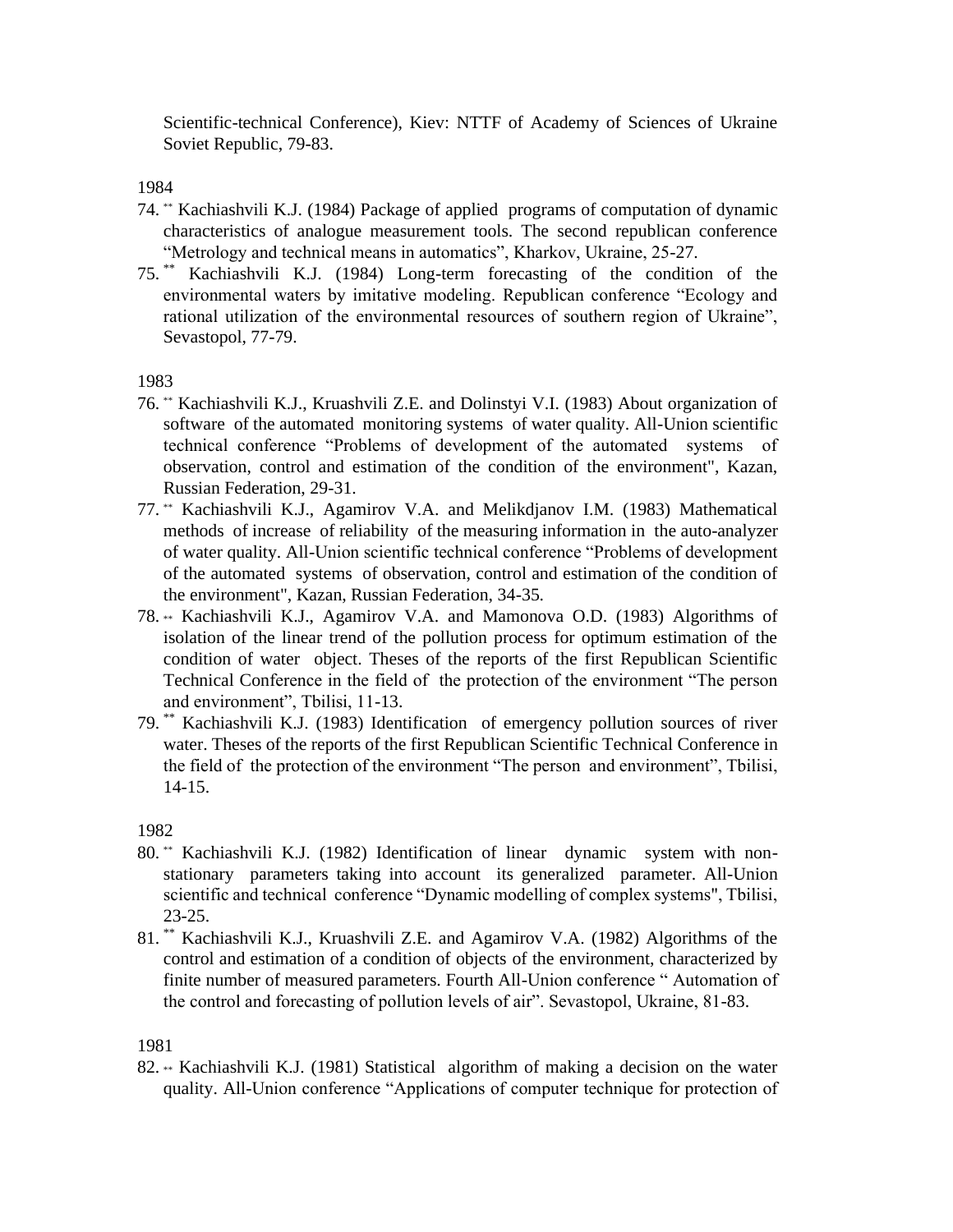Scientific-technical Conference), Kiev: NTTF of Academy of Sciences of Ukraine Soviet Republic, 79-83.

1984

74. ** Kachiashvili K.J. (1984) Package of applied programs of computation of dynamic characteristics of analogue measurement tools. The second republican conference "Metrology and technical means in automatics", Kharkov, Ukraine, 25-27.
75. ** Kachiashvili K.J. (1984) Long-term forecasting of the condition of the environmental waters by imitative modeling. Republican conference "Ecology and rational utilization of the environmental resources of southern region of Ukraine", Sevastopol, 77-79.

1983

76. ** Kachiashvili K.J., Kruashvili Z.E. and Dolinstyi V.I. (1983) About organization of software of the automated monitoring systems of water quality. All-Union scientific technical conference "Problems of development of the automated systems of observation, control and estimation of the condition of the environment", Kazan, Russian Federation, 29-31.
77. ** Kachiashvili K.J., Agamirov V.A. and Melikdjanov I.M. (1983) Mathematical methods of increase of reliability of the measuring information in the auto-analyzer of water quality. All-Union scientific technical conference "Problems of development of the automated systems of observation, control and estimation of the condition of the environment", Kazan, Russian Federation, 34-35.
78. ** Kachiashvili K.J., Agamirov V.A. and Mamonova O.D. (1983) Algorithms of isolation of the linear trend of the pollution process for optimum estimation of the condition of water object. Theses of the reports of the first Republican Scientific Technical Conference in the field of the protection of the environment "The person and environment", Tbilisi, 11-13.
79. ** Kachiashvili K.J. (1983) Identification of emergency pollution sources of river water. Theses of the reports of the first Republican Scientific Technical Conference in the field of the protection of the environment "The person and environment", Tbilisi, 14-15.

1982

80. ** Kachiashvili K.J. (1982) Identification of linear dynamic system with non-stationary parameters taking into account its generalized parameter. All-Union scientific and technical conference "Dynamic modelling of complex systems", Tbilisi, 23-25.
81. ** Kachiashvili K.J., Kruashvili Z.E. and Agamirov V.A. (1982) Algorithms of the control and estimation of a condition of objects of the environment, characterized by finite number of measured parameters. Fourth All-Union conference " Automation of the control and forecasting of pollution levels of air". Sevastopol, Ukraine, 81-83.

1981

82. ** Kachiashvili K.J. (1981) Statistical algorithm of making a decision on the water quality. All-Union conference "Applications of computer technique for protection of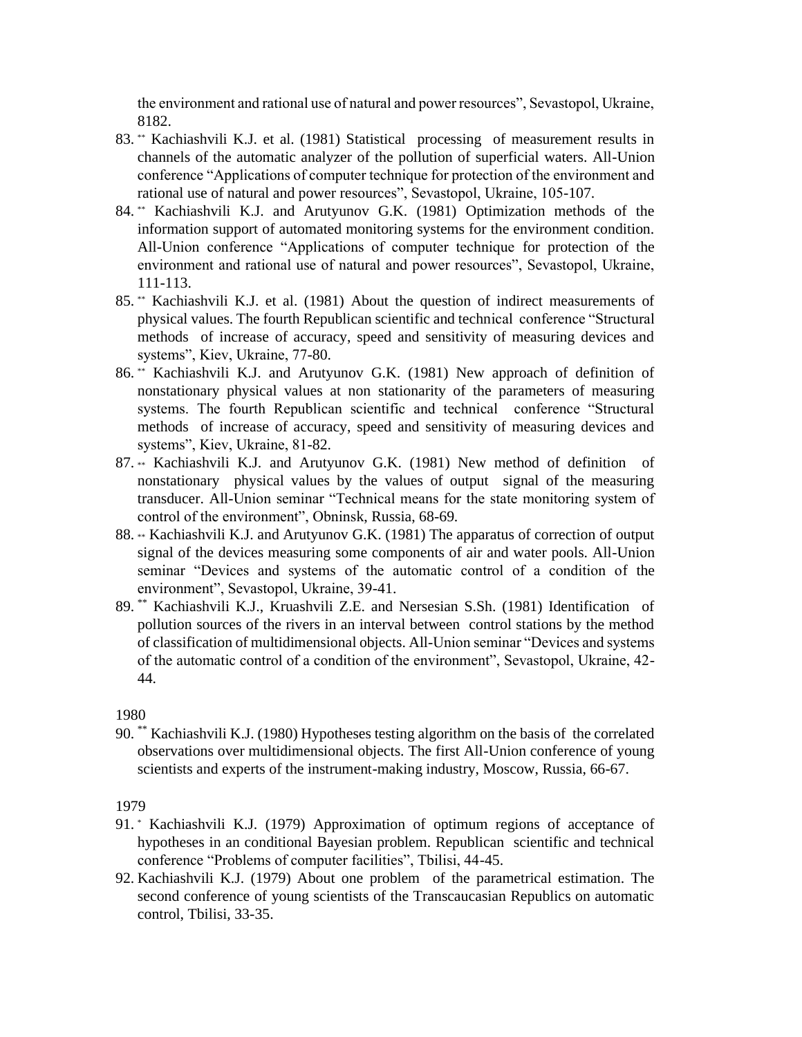the environment and rational use of natural and power resources", Sevastopol, Ukraine, 8182.

83. ** Kachiashvili K.J. et al. (1981) Statistical processing of measurement results in channels of the automatic analyzer of the pollution of superficial waters. All-Union conference "Applications of computer technique for protection of the environment and rational use of natural and power resources", Sevastopol, Ukraine, 105-107.
84. ** Kachiashvili K.J. and Arutyunov G.K. (1981) Optimization methods of the information support of automated monitoring systems for the environment condition. All-Union conference "Applications of computer technique for protection of the environment and rational use of natural and power resources", Sevastopol, Ukraine, 111-113.
85. ** Kachiashvili K.J. et al. (1981) About the question of indirect measurements of physical values. The fourth Republican scientific and technical conference "Structural methods of increase of accuracy, speed and sensitivity of measuring devices and systems", Kiev, Ukraine, 77-80.
86. ** Kachiashvili K.J. and Arutyunov G.K. (1981) New approach of definition of nonstationary physical values at non stationarity of the parameters of measuring systems. The fourth Republican scientific and technical conference "Structural methods of increase of accuracy, speed and sensitivity of measuring devices and systems", Kiev, Ukraine, 81-82.
87. ** Kachiashvili K.J. and Arutyunov G.K. (1981) New method of definition of nonstationary physical values by the values of output signal of the measuring transducer. All-Union seminar "Technical means for the state monitoring system of control of the environment", Obninsk, Russia, 68-69.
88. ** Kachiashvili K.J. and Arutyunov G.K. (1981) The apparatus of correction of output signal of the devices measuring some components of air and water pools. All-Union seminar "Devices and systems of the automatic control of a condition of the environment", Sevastopol, Ukraine, 39-41.
89. ** Kachiashvili K.J., Kruashvili Z.E. and Nersesian S.Sh. (1981) Identification of pollution sources of the rivers in an interval between control stations by the method of classification of multidimensional objects. All-Union seminar "Devices and systems of the automatic control of a condition of the environment", Sevastopol, Ukraine, 42-44.

1980

90. ** Kachiashvili K.J. (1980) Hypotheses testing algorithm on the basis of the correlated observations over multidimensional objects. The first All-Union conference of young scientists and experts of the instrument-making industry, Moscow, Russia, 66-67.

1979

91. * Kachiashvili K.J. (1979) Approximation of optimum regions of acceptance of hypotheses in an conditional Bayesian problem. Republican scientific and technical conference "Problems of computer facilities", Tbilisi, 44-45.
92. Kachiashvili K.J. (1979) About one problem of the parametrical estimation. The second conference of young scientists of the Transcaucasian Republics on automatic control, Tbilisi, 33-35.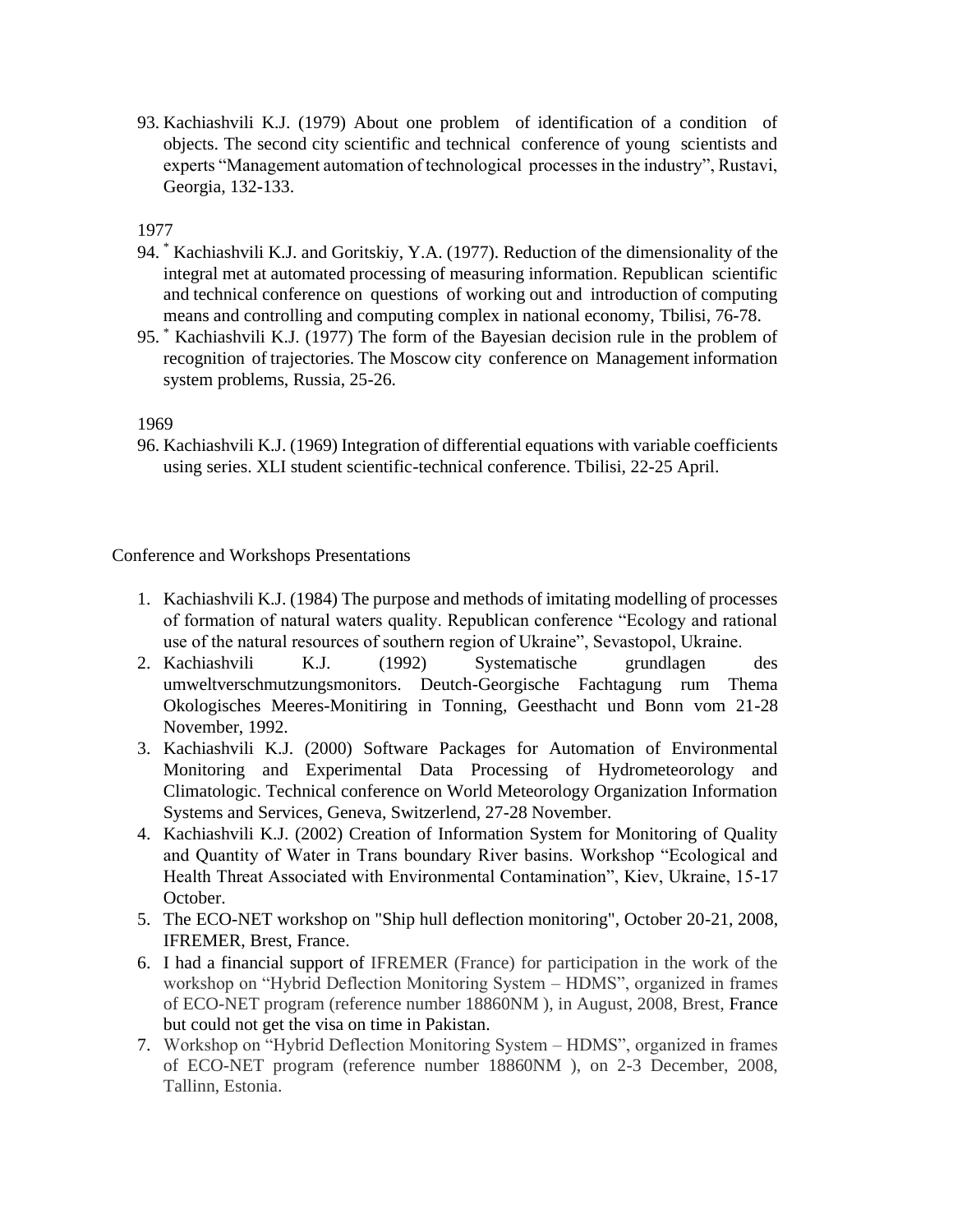93. Kachiashvili K.J. (1979) About one problem of identification of a condition of objects. The second city scientific and technical conference of young scientists and experts "Management automation of technological processes in the industry", Rustavi, Georgia, 132-133.

1977

94. * Kachiashvili K.J. and Goritskiy, Y.A. (1977). Reduction of the dimensionality of the integral met at automated processing of measuring information. Republican scientific and technical conference on questions of working out and introduction of computing means and controlling and computing complex in national economy, Tbilisi, 76-78.
95. * Kachiashvili K.J. (1977) The form of the Bayesian decision rule in the problem of recognition of trajectories. The Moscow city conference on Management information system problems, Russia, 25-26.

1969

96. Kachiashvili K.J. (1969) Integration of differential equations with variable coefficients using series. XLI student scientific-technical conference. Tbilisi, 22-25 April.

Conference and Workshops Presentations

1. Kachiashvili K.J. (1984) The purpose and methods of imitating modelling of processes of formation of natural waters quality. Republican conference "Ecology and rational use of the natural resources of southern region of Ukraine", Sevastopol, Ukraine.
2. Kachiashvili K.J. (1992) Systematische grundlagen des umweltverschmutzungsmonitors. Deutch-Georgische Fachtagung rum Thema Okologisches Meeres-Monitiring in Tonning, Geesthacht und Bonn vom 21-28 November, 1992.
3. Kachiashvili K.J. (2000) Software Packages for Automation of Environmental Monitoring and Experimental Data Processing of Hydrometeorology and Climatologic. Technical conference on World Meteorology Organization Information Systems and Services, Geneva, Switzerlend, 27-28 November.
4. Kachiashvili K.J. (2002) Creation of Information System for Monitoring of Quality and Quantity of Water in Trans boundary River basins. Workshop "Ecological and Health Threat Associated with Environmental Contamination", Kiev, Ukraine, 15-17 October.
5. The ECO-NET workshop on "Ship hull deflection monitoring", October 20-21, 2008, IFREMER, Brest, France.
6. I had a financial support of IFREMER (France) for participation in the work of the workshop on "Hybrid Deflection Monitoring System – HDMS", organized in frames of ECO-NET program (reference number 18860NM ), in August, 2008, Brest, France but could not get the visa on time in Pakistan.
7. Workshop on "Hybrid Deflection Monitoring System – HDMS", organized in frames of ECO-NET program (reference number 18860NM ), on 2-3 December, 2008, Tallinn, Estonia.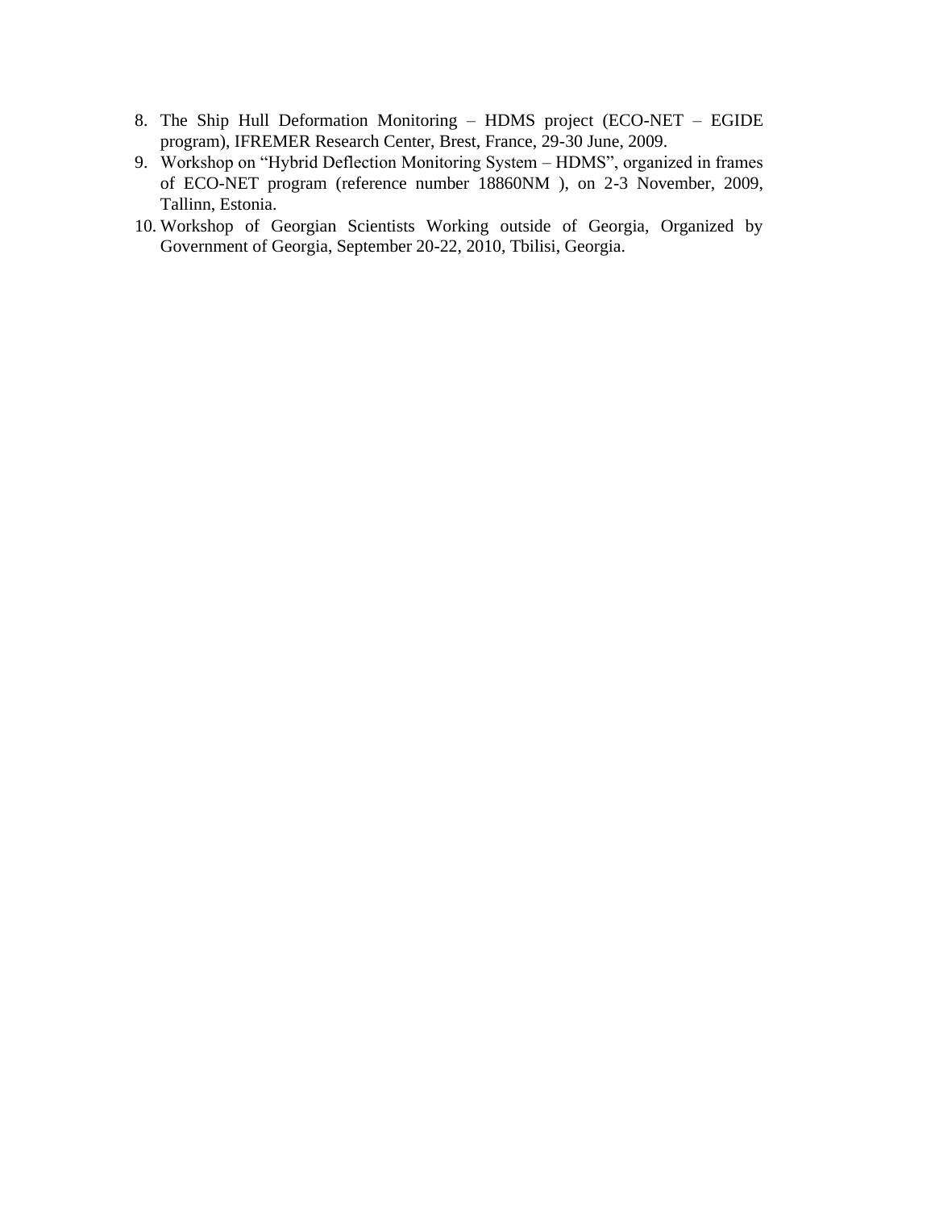8. The Ship Hull Deformation Monitoring – HDMS project (ECO-NET – EGIDE program), IFREMER Research Center, Brest, France, 29-30 June, 2009.
9. Workshop on "Hybrid Deflection Monitoring System – HDMS", organized in frames of ECO-NET program (reference number 18860NM ), on 2-3 November, 2009, Tallinn, Estonia.
10. Workshop of Georgian Scientists Working outside of Georgia, Organized by Government of Georgia, September 20-22, 2010, Tbilisi, Georgia.